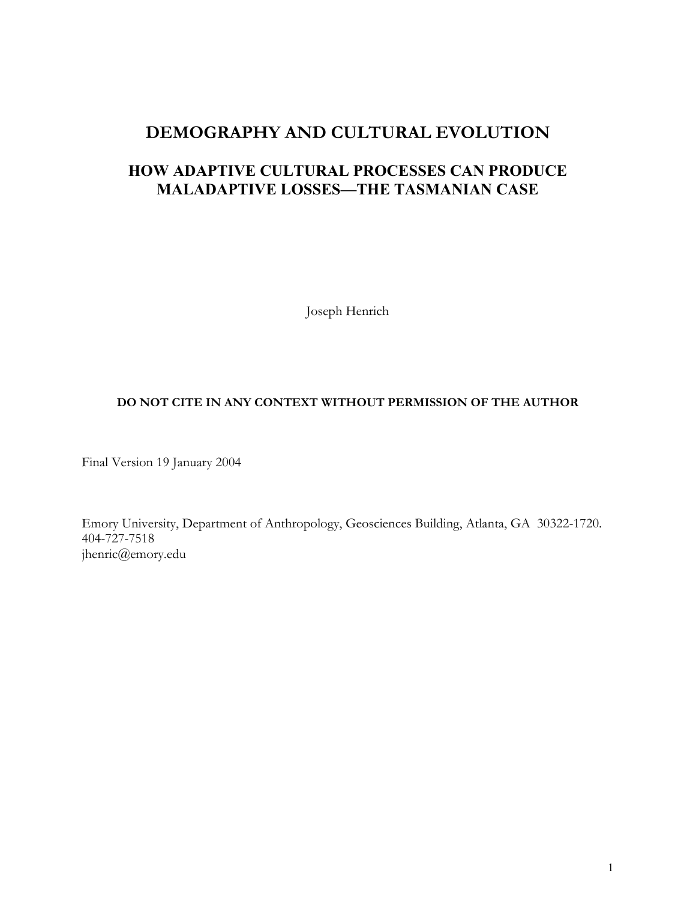# DEMOGRAPHY AND CULTURAL EVOLUTION

## HOW ADAPTIVE CULTURAL PROCESSES CAN PRODUCE MALADAPTIVE LOSSES—THE TASMANIAN CASE

Joseph Henrich

**DO NOT CITE IN ANY CONTEXT WITHOUT PERMISSION OF THE AUTHOR**

Final Version 19 January 2004

Emory University, Department of Anthropology, Geosciences Building, Atlanta, GA 30322-1720.
404-727-7518
jhenric@emory.edu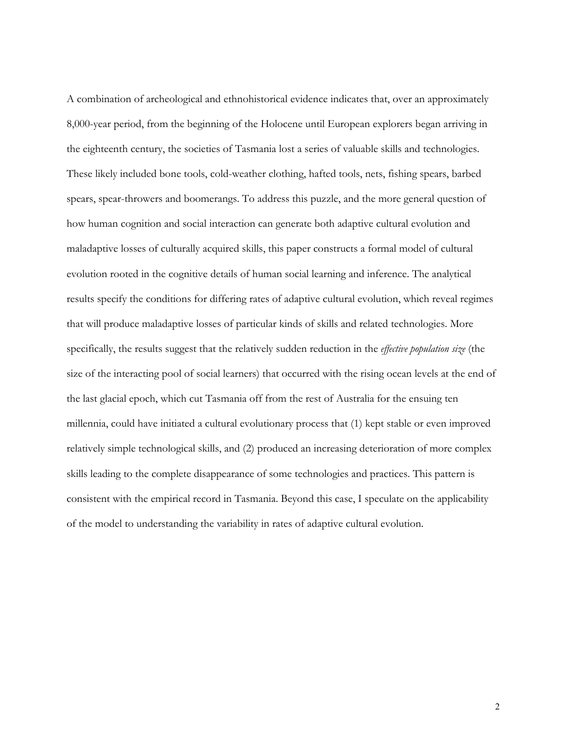A combination of archeological and ethnohistorical evidence indicates that, over an approximately 8,000-year period, from the beginning of the Holocene until European explorers began arriving in the eighteenth century, the societies of Tasmania lost a series of valuable skills and technologies. These likely included bone tools, cold-weather clothing, hafted tools, nets, fishing spears, barbed spears, spear-throwers and boomerangs. To address this puzzle, and the more general question of how human cognition and social interaction can generate both adaptive cultural evolution and maladaptive losses of culturally acquired skills, this paper constructs a formal model of cultural evolution rooted in the cognitive details of human social learning and inference. The analytical results specify the conditions for differing rates of adaptive cultural evolution, which reveal regimes that will produce maladaptive losses of particular kinds of skills and related technologies. More specifically, the results suggest that the relatively sudden reduction in the *effective population size* (the size of the interacting pool of social learners) that occurred with the rising ocean levels at the end of the last glacial epoch, which cut Tasmania off from the rest of Australia for the ensuing ten millennia, could have initiated a cultural evolutionary process that (1) kept stable or even improved relatively simple technological skills, and (2) produced an increasing deterioration of more complex skills leading to the complete disappearance of some technologies and practices. This pattern is consistent with the empirical record in Tasmania. Beyond this case, I speculate on the applicability of the model to understanding the variability in rates of adaptive cultural evolution.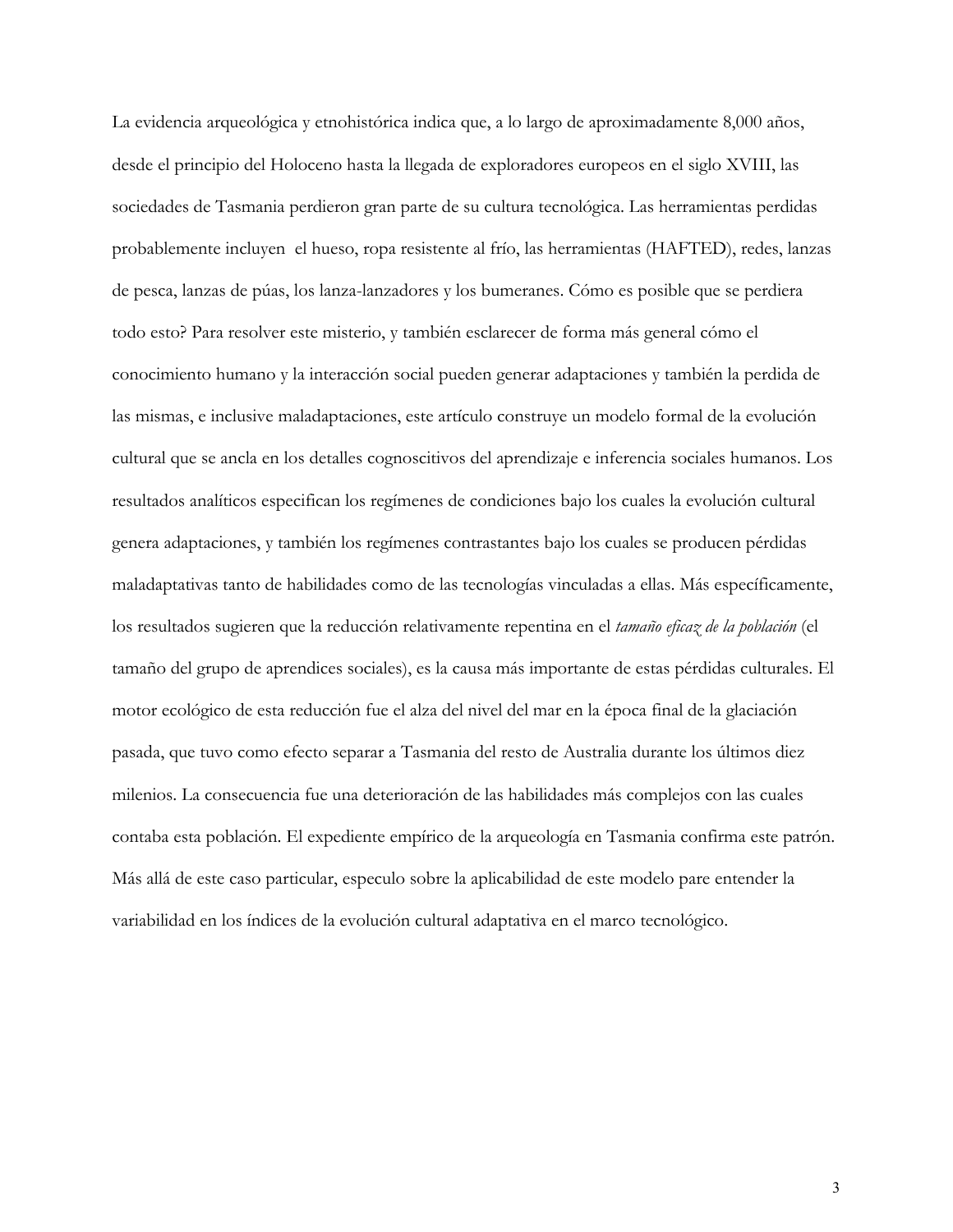La evidencia arqueológica y etnohistórica indica que, a lo largo de aproximadamente 8,000 años, desde el principio del Holoceno hasta la llegada de exploradores europeos en el siglo XVIII, las sociedades de Tasmania perdieron gran parte de su cultura tecnológica. Las herramientas perdidas probablemente incluyen el hueso, ropa resistente al frío, las herramientas (HAFTED), redes, lanzas de pesca, lanzas de púas, los lanza-lanzadores y los bumeranes. Cómo es posible que se perdiera todo esto? Para resolver este misterio, y también esclarecer de forma más general cómo el conocimiento humano y la interacción social pueden generar adaptaciones y también la perdida de las mismas, e inclusive maladaptaciones, este artículo construye un modelo formal de la evolución cultural que se ancla en los detalles cognoscitivos del aprendizaje e inferencia sociales humanos. Los resultados analíticos especifican los regímenes de condiciones bajo los cuales la evolución cultural genera adaptaciones, y también los regímenes contrastantes bajo los cuales se producen pérdidas maladaptativas tanto de habilidades como de las tecnologías vinculadas a ellas. Más específicamente, los resultados sugieren que la reducción relativamente repentina en el *tamaño eficaz de la población* (el tamaño del grupo de aprendices sociales), es la causa más importante de estas pérdidas culturales. El motor ecológico de esta reducción fue el alza del nivel del mar en la época final de la glaciación pasada, que tuvo como efecto separar a Tasmania del resto de Australia durante los últimos diez milenios. La consecuencia fue una deterioración de las habilidades más complejos con las cuales contaba esta población. El expediente empírico de la arqueología en Tasmania confirma este patrón. Más allá de este caso particular, especulo sobre la aplicabilidad de este modelo pare entender la variabilidad en los índices de la evolución cultural adaptativa en el marco tecnológico.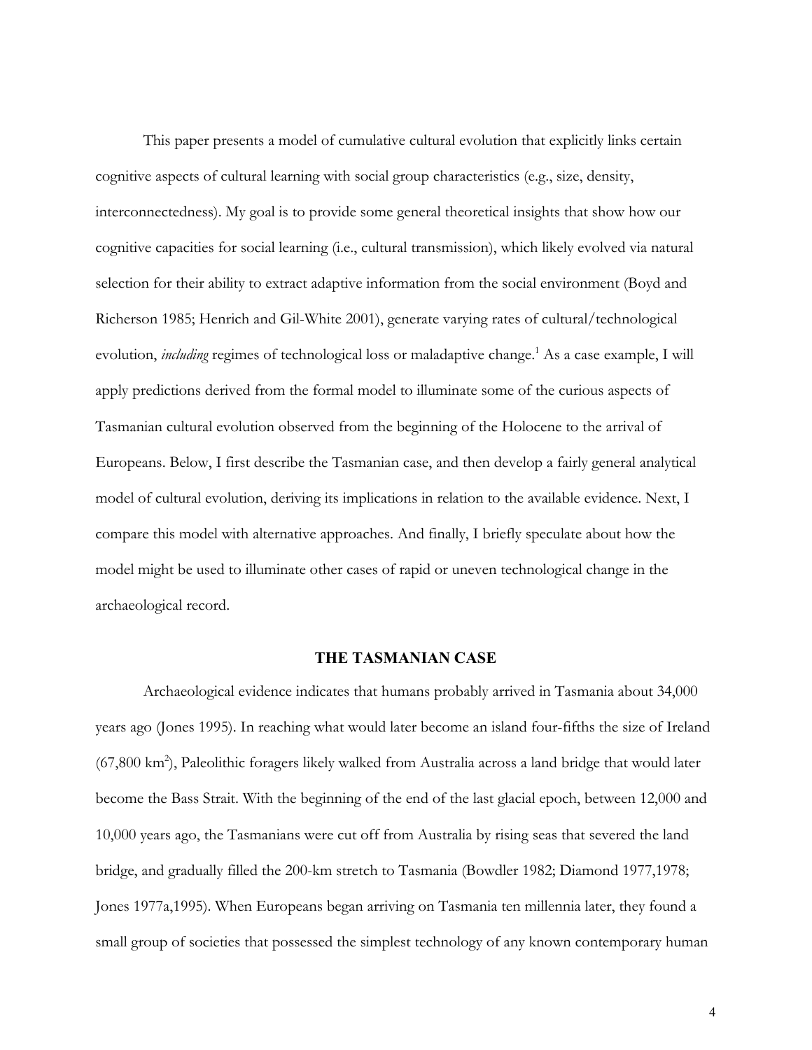This paper presents a model of cumulative cultural evolution that explicitly links certain cognitive aspects of cultural learning with social group characteristics (e.g., size, density, interconnectedness). My goal is to provide some general theoretical insights that show how our cognitive capacities for social learning (i.e., cultural transmission), which likely evolved via natural selection for their ability to extract adaptive information from the social environment (Boyd and Richerson 1985; Henrich and Gil-White 2001), generate varying rates of cultural/technological evolution, *including* regimes of technological loss or maladaptive change.[1] As a case example, I will apply predictions derived from the formal model to illuminate some of the curious aspects of Tasmanian cultural evolution observed from the beginning of the Holocene to the arrival of Europeans. Below, I first describe the Tasmanian case, and then develop a fairly general analytical model of cultural evolution, deriving its implications in relation to the available evidence. Next, I compare this model with alternative approaches. And finally, I briefly speculate about how the model might be used to illuminate other cases of rapid or uneven technological change in the archaeological record.

## THE TASMANIAN CASE

Archaeological evidence indicates that humans probably arrived in Tasmania about 34,000 years ago (Jones 1995). In reaching what would later become an island four-fifths the size of Ireland (67,800 km$^2$), Paleolithic foragers likely walked from Australia across a land bridge that would later become the Bass Strait. With the beginning of the end of the last glacial epoch, between 12,000 and 10,000 years ago, the Tasmanians were cut off from Australia by rising seas that severed the land bridge, and gradually filled the 200-km stretch to Tasmania (Bowdler 1982; Diamond 1977,1978; Jones 1977a,1995). When Europeans began arriving on Tasmania ten millennia later, they found a small group of societies that possessed the simplest technology of any known contemporary human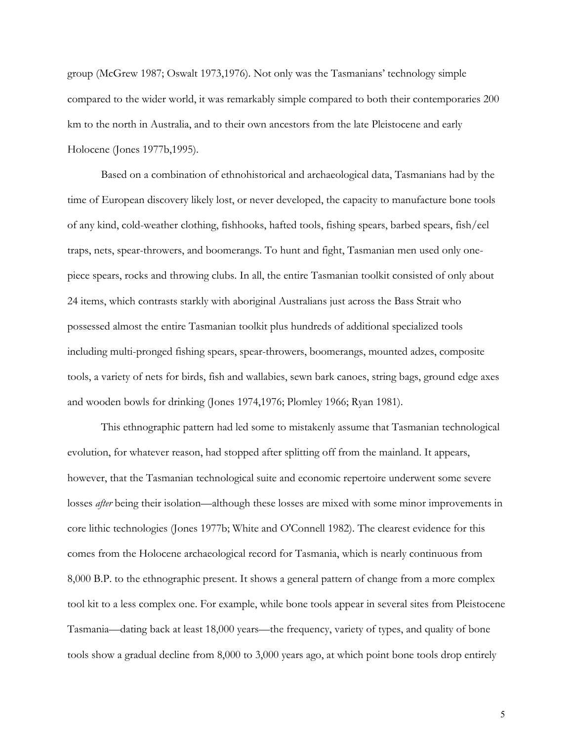group (McGrew 1987; Oswalt 1973,1976). Not only was the Tasmanians' technology simple compared to the wider world, it was remarkably simple compared to both their contemporaries 200 km to the north in Australia, and to their own ancestors from the late Pleistocene and early Holocene (Jones 1977b,1995).

Based on a combination of ethnohistorical and archaeological data, Tasmanians had by the time of European discovery likely lost, or never developed, the capacity to manufacture bone tools of any kind, cold-weather clothing, fishhooks, hafted tools, fishing spears, barbed spears, fish/eel traps, nets, spear-throwers, and boomerangs. To hunt and fight, Tasmanian men used only one-piece spears, rocks and throwing clubs. In all, the entire Tasmanian toolkit consisted of only about 24 items, which contrasts starkly with aboriginal Australians just across the Bass Strait who possessed almost the entire Tasmanian toolkit plus hundreds of additional specialized tools including multi-pronged fishing spears, spear-throwers, boomerangs, mounted adzes, composite tools, a variety of nets for birds, fish and wallabies, sewn bark canoes, string bags, ground edge axes and wooden bowls for drinking (Jones 1974,1976; Plomley 1966; Ryan 1981).

This ethnographic pattern had led some to mistakenly assume that Tasmanian technological evolution, for whatever reason, had stopped after splitting off from the mainland. It appears, however, that the Tasmanian technological suite and economic repertoire underwent some severe losses *after* being their isolation—although these losses are mixed with some minor improvements in core lithic technologies (Jones 1977b; White and O'Connell 1982). The clearest evidence for this comes from the Holocene archaeological record for Tasmania, which is nearly continuous from 8,000 B.P. to the ethnographic present. It shows a general pattern of change from a more complex tool kit to a less complex one. For example, while bone tools appear in several sites from Pleistocene Tasmania—dating back at least 18,000 years—the frequency, variety of types, and quality of bone tools show a gradual decline from 8,000 to 3,000 years ago, at which point bone tools drop entirely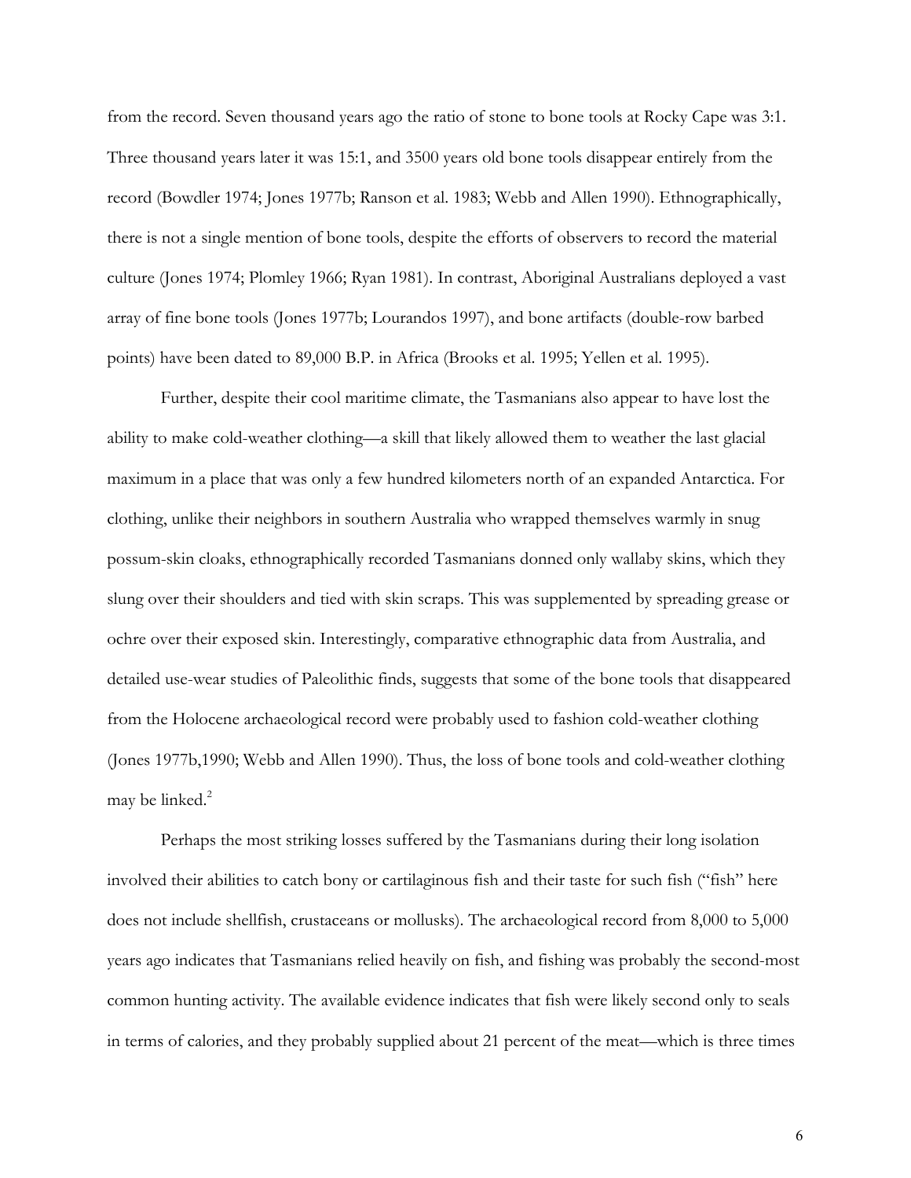from the record. Seven thousand years ago the ratio of stone to bone tools at Rocky Cape was 3:1. Three thousand years later it was 15:1, and 3500 years old bone tools disappear entirely from the record (Bowdler 1974; Jones 1977b; Ranson et al. 1983; Webb and Allen 1990). Ethnographically, there is not a single mention of bone tools, despite the efforts of observers to record the material culture (Jones 1974; Plomley 1966; Ryan 1981). In contrast, Aboriginal Australians deployed a vast array of fine bone tools (Jones 1977b; Lourandos 1997), and bone artifacts (double-row barbed points) have been dated to 89,000 B.P. in Africa (Brooks et al. 1995; Yellen et al. 1995).

Further, despite their cool maritime climate, the Tasmanians also appear to have lost the ability to make cold-weather clothing—a skill that likely allowed them to weather the last glacial maximum in a place that was only a few hundred kilometers north of an expanded Antarctica. For clothing, unlike their neighbors in southern Australia who wrapped themselves warmly in snug possum-skin cloaks, ethnographically recorded Tasmanians donned only wallaby skins, which they slung over their shoulders and tied with skin scraps. This was supplemented by spreading grease or ochre over their exposed skin. Interestingly, comparative ethnographic data from Australia, and detailed use-wear studies of Paleolithic finds, suggests that some of the bone tools that disappeared from the Holocene archaeological record were probably used to fashion cold-weather clothing (Jones 1977b,1990; Webb and Allen 1990). Thus, the loss of bone tools and cold-weather clothing may be linked.[2]

Perhaps the most striking losses suffered by the Tasmanians during their long isolation involved their abilities to catch bony or cartilaginous fish and their taste for such fish ("fish" here does not include shellfish, crustaceans or mollusks). The archaeological record from 8,000 to 5,000 years ago indicates that Tasmanians relied heavily on fish, and fishing was probably the second-most common hunting activity. The available evidence indicates that fish were likely second only to seals in terms of calories, and they probably supplied about 21 percent of the meat—which is three times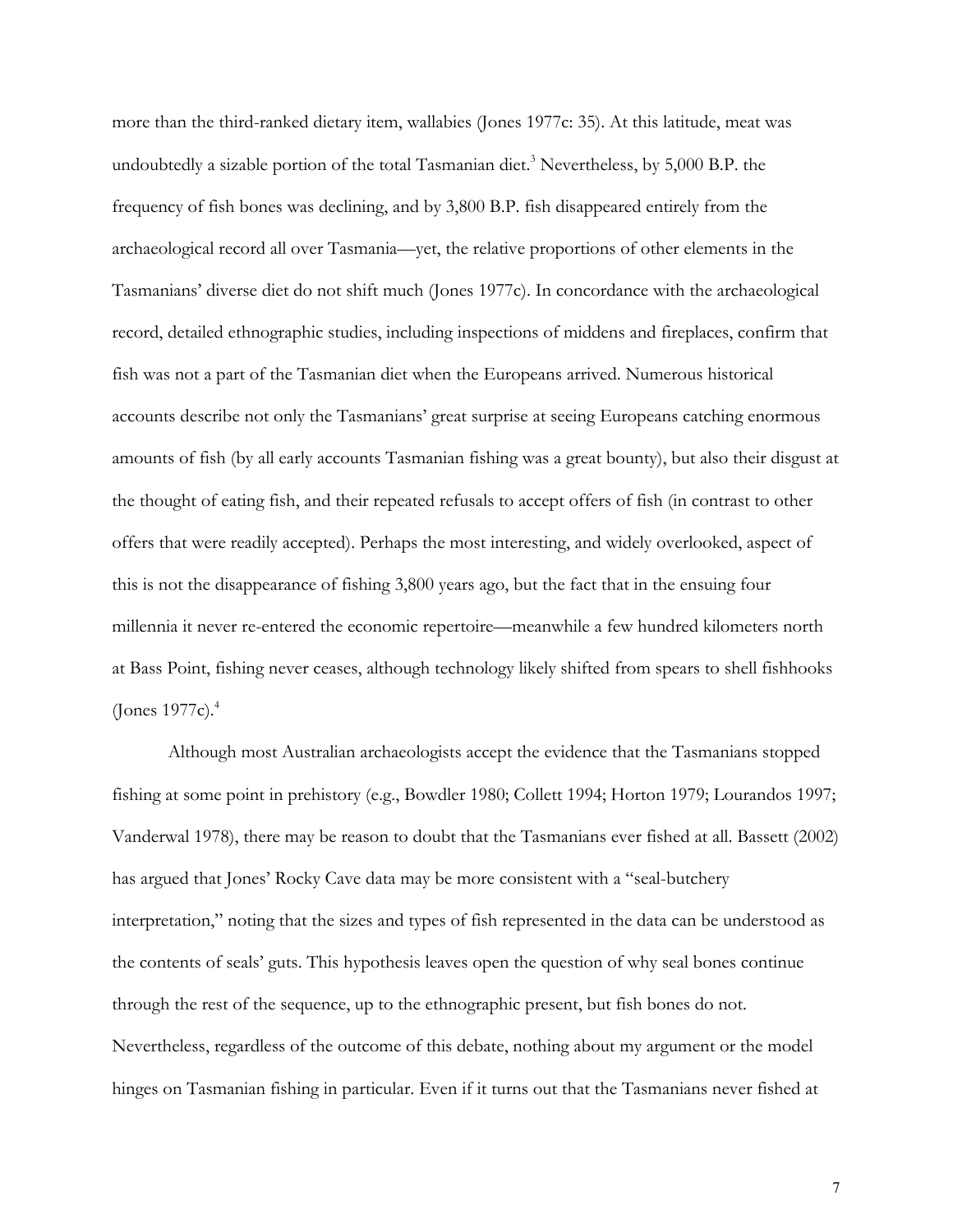more than the third-ranked dietary item, wallabies (Jones 1977c: 35). At this latitude, meat was undoubtedly a sizable portion of the total Tasmanian diet.[3] Nevertheless, by 5,000 B.P. the frequency of fish bones was declining, and by 3,800 B.P. fish disappeared entirely from the archaeological record all over Tasmania—yet, the relative proportions of other elements in the Tasmanians' diverse diet do not shift much (Jones 1977c). In concordance with the archaeological record, detailed ethnographic studies, including inspections of middens and fireplaces, confirm that fish was not a part of the Tasmanian diet when the Europeans arrived. Numerous historical accounts describe not only the Tasmanians' great surprise at seeing Europeans catching enormous amounts of fish (by all early accounts Tasmanian fishing was a great bounty), but also their disgust at the thought of eating fish, and their repeated refusals to accept offers of fish (in contrast to other offers that were readily accepted). Perhaps the most interesting, and widely overlooked, aspect of this is not the disappearance of fishing 3,800 years ago, but the fact that in the ensuing four millennia it never re-entered the economic repertoire—meanwhile a few hundred kilometers north at Bass Point, fishing never ceases, although technology likely shifted from spears to shell fishhooks (Jones 1977c).[4]

Although most Australian archaeologists accept the evidence that the Tasmanians stopped fishing at some point in prehistory (e.g., Bowdler 1980; Collett 1994; Horton 1979; Lourandos 1997; Vanderwal 1978), there may be reason to doubt that the Tasmanians ever fished at all. Bassett (2002) has argued that Jones' Rocky Cave data may be more consistent with a "seal-butchery interpretation," noting that the sizes and types of fish represented in the data can be understood as the contents of seals' guts. This hypothesis leaves open the question of why seal bones continue through the rest of the sequence, up to the ethnographic present, but fish bones do not. Nevertheless, regardless of the outcome of this debate, nothing about my argument or the model hinges on Tasmanian fishing in particular. Even if it turns out that the Tasmanians never fished at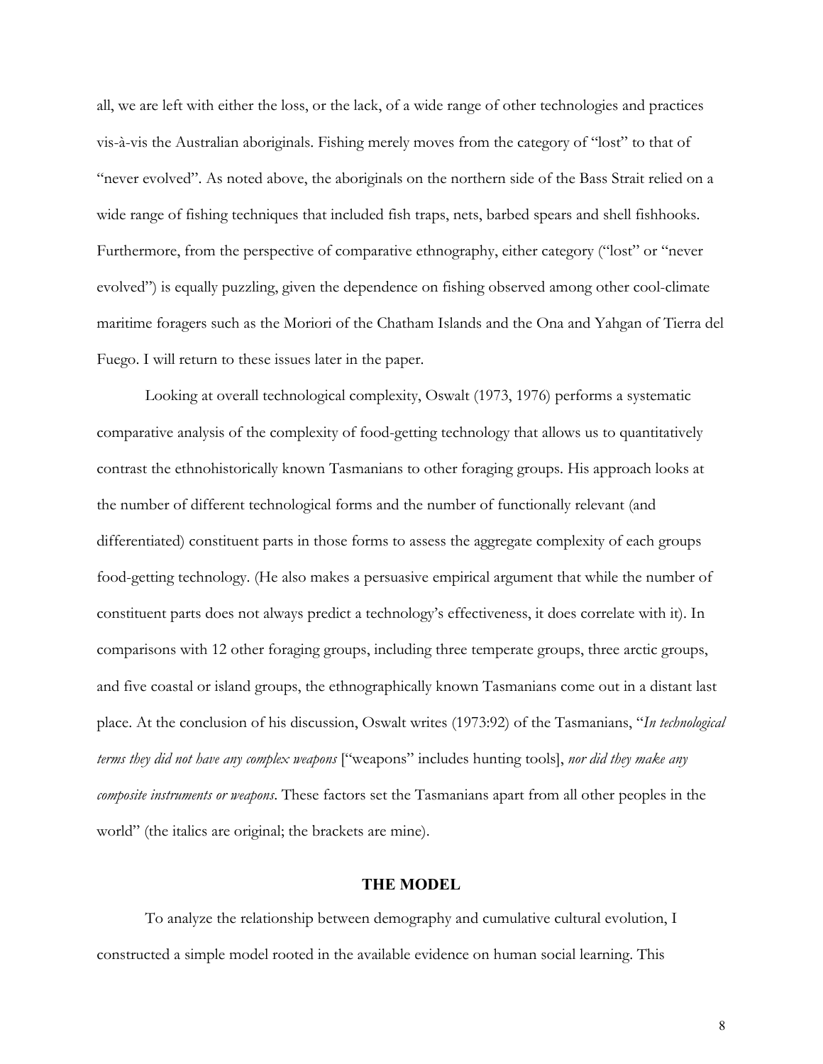all, we are left with either the loss, or the lack, of a wide range of other technologies and practices vis-à-vis the Australian aboriginals. Fishing merely moves from the category of "lost" to that of "never evolved". As noted above, the aboriginals on the northern side of the Bass Strait relied on a wide range of fishing techniques that included fish traps, nets, barbed spears and shell fishhooks. Furthermore, from the perspective of comparative ethnography, either category ("lost" or "never evolved") is equally puzzling, given the dependence on fishing observed among other cool-climate maritime foragers such as the Moriori of the Chatham Islands and the Ona and Yahgan of Tierra del Fuego. I will return to these issues later in the paper.

Looking at overall technological complexity, Oswalt (1973, 1976) performs a systematic comparative analysis of the complexity of food-getting technology that allows us to quantitatively contrast the ethnohistorically known Tasmanians to other foraging groups. His approach looks at the number of different technological forms and the number of functionally relevant (and differentiated) constituent parts in those forms to assess the aggregate complexity of each groups food-getting technology. (He also makes a persuasive empirical argument that while the number of constituent parts does not always predict a technology's effectiveness, it does correlate with it). In comparisons with 12 other foraging groups, including three temperate groups, three arctic groups, and five coastal or island groups, the ethnographically known Tasmanians come out in a distant last place. At the conclusion of his discussion, Oswalt writes (1973:92) of the Tasmanians, "*In technological terms they did not have any complex weapons* ["weapons" includes hunting tools], *nor did they make any composite instruments or weapons*. These factors set the Tasmanians apart from all other peoples in the world" (the italics are original; the brackets are mine).

## THE MODEL

To analyze the relationship between demography and cumulative cultural evolution, I constructed a simple model rooted in the available evidence on human social learning. This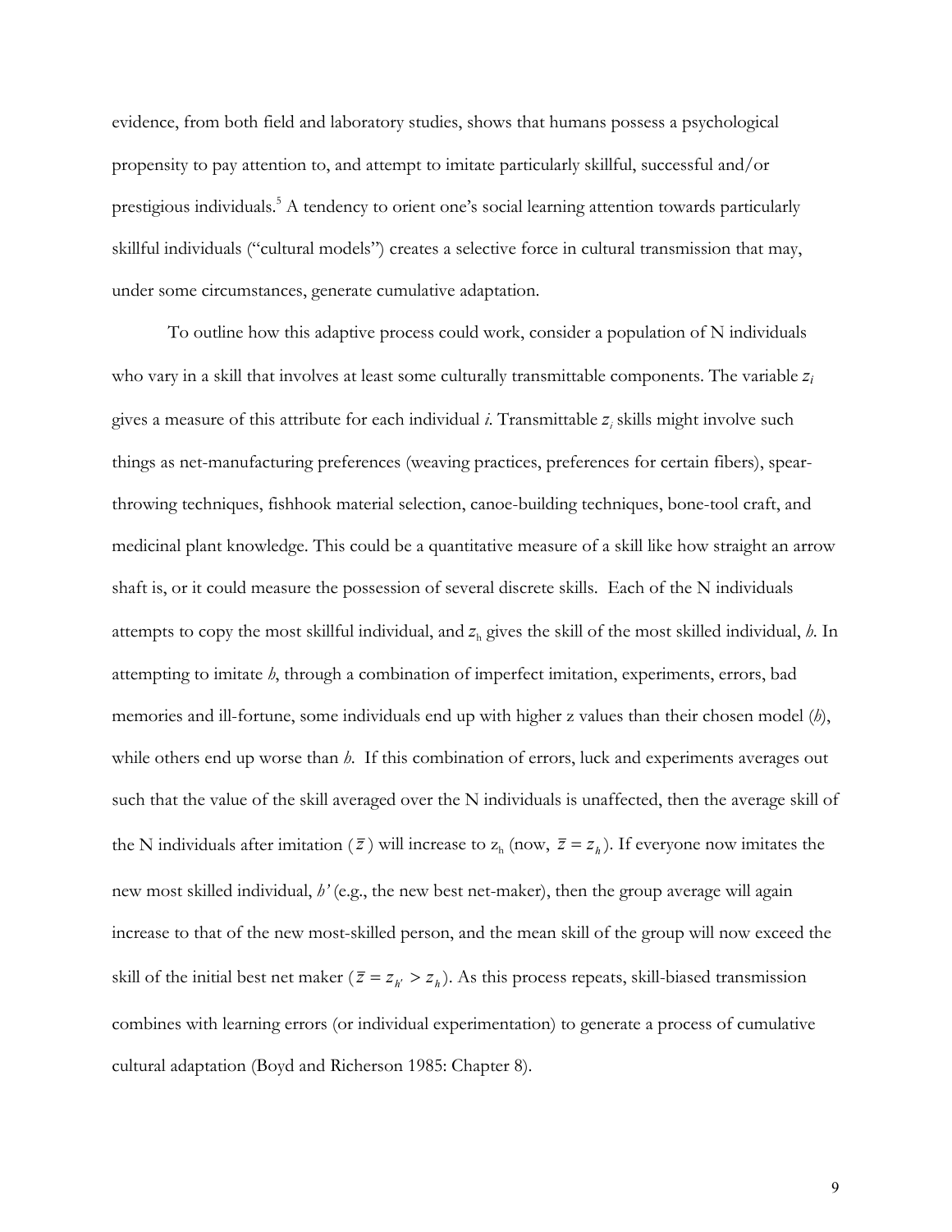evidence, from both field and laboratory studies, shows that humans possess a psychological propensity to pay attention to, and attempt to imitate particularly skillful, successful and/or prestigious individuals.[5] A tendency to orient one's social learning attention towards particularly skillful individuals ("cultural models") creates a selective force in cultural transmission that may, under some circumstances, generate cumulative adaptation.

To outline how this adaptive process could work, consider a population of N individuals who vary in a skill that involves at least some culturally transmittable components. The variable $z_i$ gives a measure of this attribute for each individual *i*. Transmittable $z_i$ skills might involve such things as net-manufacturing preferences (weaving practices, preferences for certain fibers), spear-throwing techniques, fishhook material selection, canoe-building techniques, bone-tool craft, and medicinal plant knowledge. This could be a quantitative measure of a skill like how straight an arrow shaft is, or it could measure the possession of several discrete skills. Each of the N individuals attempts to copy the most skillful individual, and $z_h$ gives the skill of the most skilled individual, *h*. In attempting to imitate *h*, through a combination of imperfect imitation, experiments, errors, bad memories and ill-fortune, some individuals end up with higher z values than their chosen model (*h*), while others end up worse than *h*. If this combination of errors, luck and experiments averages out such that the value of the skill averaged over the N individuals is unaffected, then the average skill of the N individuals after imitation ($\bar{z}$) will increase to $z_h$ (now, $\bar{z} = z_h$). If everyone now imitates the new most skilled individual, *h'* (e.g., the new best net-maker), then the group average will again increase to that of the new most-skilled person, and the mean skill of the group will now exceed the skill of the initial best net maker ($\bar{z} = z_{h'} > z_h$). As this process repeats, skill-biased transmission combines with learning errors (or individual experimentation) to generate a process of cumulative cultural adaptation (Boyd and Richerson 1985: Chapter 8).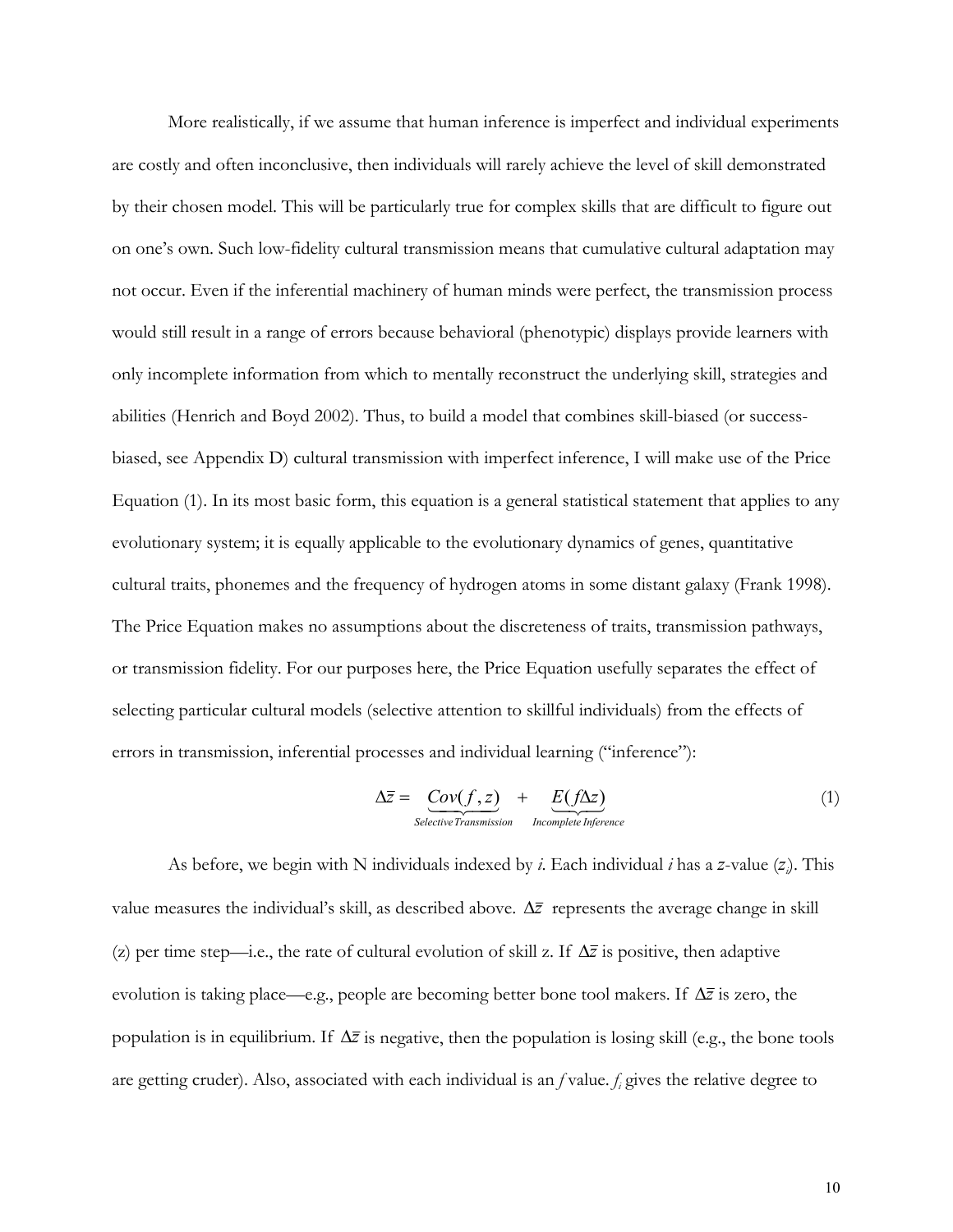More realistically, if we assume that human inference is imperfect and individual experiments are costly and often inconclusive, then individuals will rarely achieve the level of skill demonstrated by their chosen model. This will be particularly true for complex skills that are difficult to figure out on one's own. Such low-fidelity cultural transmission means that cumulative cultural adaptation may not occur. Even if the inferential machinery of human minds were perfect, the transmission process would still result in a range of errors because behavioral (phenotypic) displays provide learners with only incomplete information from which to mentally reconstruct the underlying skill, strategies and abilities (Henrich and Boyd 2002). Thus, to build a model that combines skill-biased (or success-biased, see Appendix D) cultural transmission with imperfect inference, I will make use of the Price Equation (1). In its most basic form, this equation is a general statistical statement that applies to any evolutionary system; it is equally applicable to the evolutionary dynamics of genes, quantitative cultural traits, phonemes and the frequency of hydrogen atoms in some distant galaxy (Frank 1998). The Price Equation makes no assumptions about the discreteness of traits, transmission pathways, or transmission fidelity. For our purposes here, the Price Equation usefully separates the effect of selecting particular cultural models (selective attention to skillful individuals) from the effects of errors in transmission, inferential processes and individual learning ("inference"):

$$\Delta \bar{z} = \underbrace{Cov(f, z)}_{\textit{Selective Transmission}} + \underbrace{E(f \Delta z)}_{\textit{Incomplete Inference}} \qquad (1)$$

As before, we begin with N individuals indexed by *i*. Each individual *i* has a *z*-value ($z_i$). This value measures the individual's skill, as described above. $\Delta \bar{z}$ represents the average change in skill (z) per time step—i.e., the rate of cultural evolution of skill z. If $\Delta \bar{z}$ is positive, then adaptive evolution is taking place—e.g., people are becoming better bone tool makers. If $\Delta \bar{z}$ is zero, the population is in equilibrium. If $\Delta \bar{z}$ is negative, then the population is losing skill (e.g., the bone tools are getting cruder). Also, associated with each individual is an *f* value. $f_i$ gives the relative degree to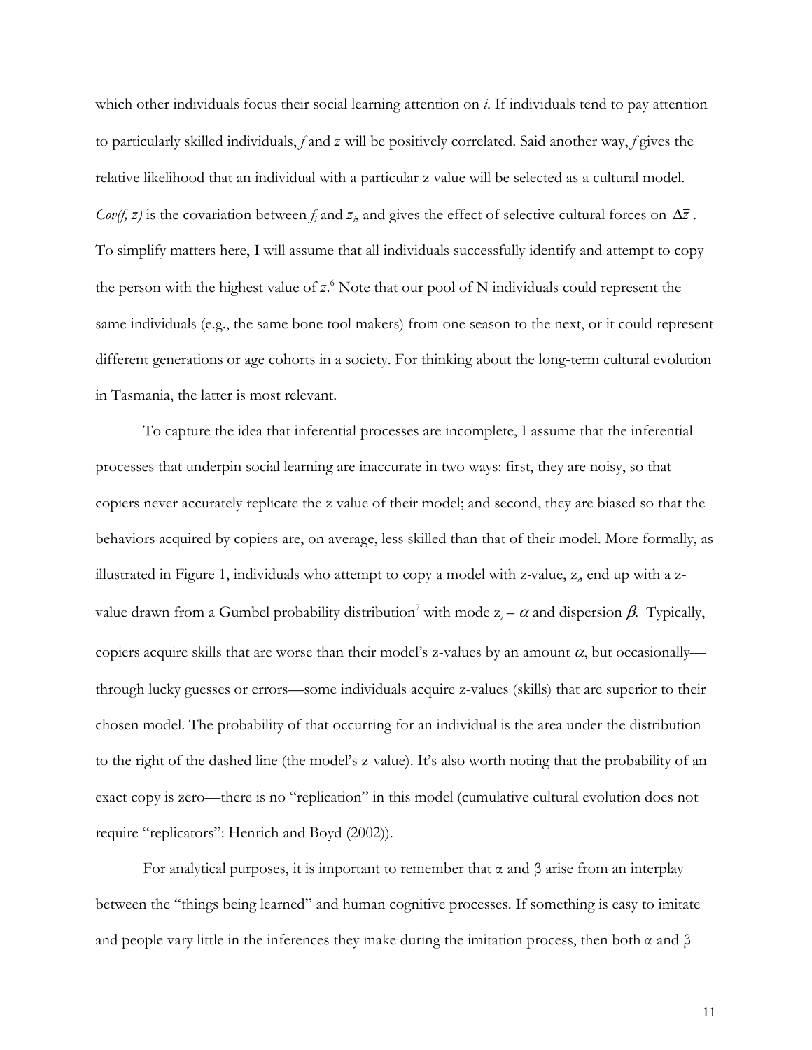which other individuals focus their social learning attention on *i*. If individuals tend to pay attention to particularly skilled individuals, *f* and *z* will be positively correlated. Said another way, *f* gives the relative likelihood that an individual with a particular z value will be selected as a cultural model. *Cov(f, z)* is the covariation between $f_i$ and $z_i$, and gives the effect of selective cultural forces on $\Delta\bar{z}$. To simplify matters here, I will assume that all individuals successfully identify and attempt to copy the person with the highest value of *z*.[6] Note that our pool of N individuals could represent the same individuals (e.g., the same bone tool makers) from one season to the next, or it could represent different generations or age cohorts in a society. For thinking about the long-term cultural evolution in Tasmania, the latter is most relevant.

To capture the idea that inferential processes are incomplete, I assume that the inferential processes that underpin social learning are inaccurate in two ways: first, they are noisy, so that copiers never accurately replicate the z value of their model; and second, they are biased so that the behaviors acquired by copiers are, on average, less skilled than that of their model. More formally, as illustrated in Figure 1, individuals who attempt to copy a model with z-value, $z_i$, end up with a z-value drawn from a Gumbel probability distribution[7] with mode $z_i - \alpha$ and dispersion $\beta$. Typically, copiers acquire skills that are worse than their model's z-values by an amount $\alpha$, but occasionally—through lucky guesses or errors—some individuals acquire z-values (skills) that are superior to their chosen model. The probability of that occurring for an individual is the area under the distribution to the right of the dashed line (the model's z-value). It's also worth noting that the probability of an exact copy is zero—there is no "replication" in this model (cumulative cultural evolution does not require "replicators": Henrich and Boyd (2002)).

For analytical purposes, it is important to remember that $\alpha$ and $\beta$ arise from an interplay between the "things being learned" and human cognitive processes. If something is easy to imitate and people vary little in the inferences they make during the imitation process, then both $\alpha$ and $\beta$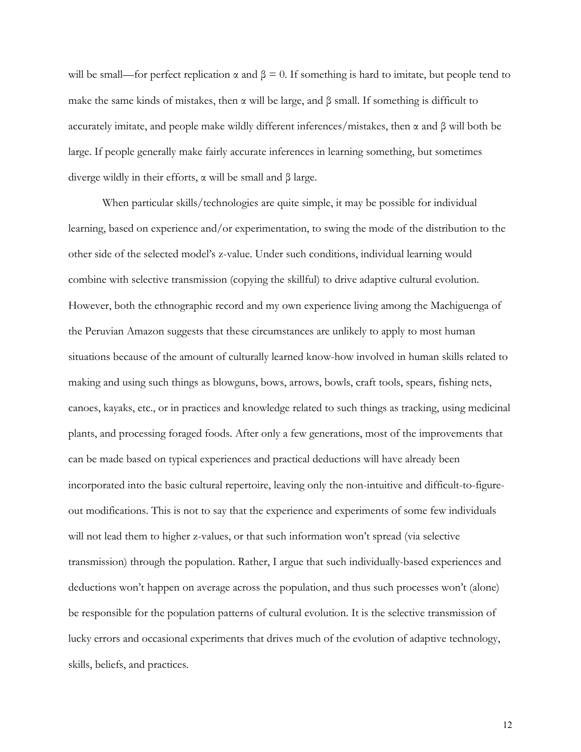will be small—for perfect replication $\alpha$ and $\beta = 0$. If something is hard to imitate, but people tend to make the same kinds of mistakes, then $\alpha$ will be large, and $\beta$ small. If something is difficult to accurately imitate, and people make wildly different inferences/mistakes, then $\alpha$ and $\beta$ will both be large. If people generally make fairly accurate inferences in learning something, but sometimes diverge wildly in their efforts, $\alpha$ will be small and $\beta$ large.

When particular skills/technologies are quite simple, it may be possible for individual learning, based on experience and/or experimentation, to swing the mode of the distribution to the other side of the selected model's z-value. Under such conditions, individual learning would combine with selective transmission (copying the skillful) to drive adaptive cultural evolution. However, both the ethnographic record and my own experience living among the Machiguenga of the Peruvian Amazon suggests that these circumstances are unlikely to apply to most human situations because of the amount of culturally learned know-how involved in human skills related to making and using such things as blowguns, bows, arrows, bowls, craft tools, spears, fishing nets, canoes, kayaks, etc., or in practices and knowledge related to such things as tracking, using medicinal plants, and processing foraged foods. After only a few generations, most of the improvements that can be made based on typical experiences and practical deductions will have already been incorporated into the basic cultural repertoire, leaving only the non-intuitive and difficult-to-figure-out modifications. This is not to say that the experience and experiments of some few individuals will not lead them to higher z-values, or that such information won't spread (via selective transmission) through the population. Rather, I argue that such individually-based experiences and deductions won't happen on average across the population, and thus such processes won't (alone) be responsible for the population patterns of cultural evolution. It is the selective transmission of lucky errors and occasional experiments that drives much of the evolution of adaptive technology, skills, beliefs, and practices.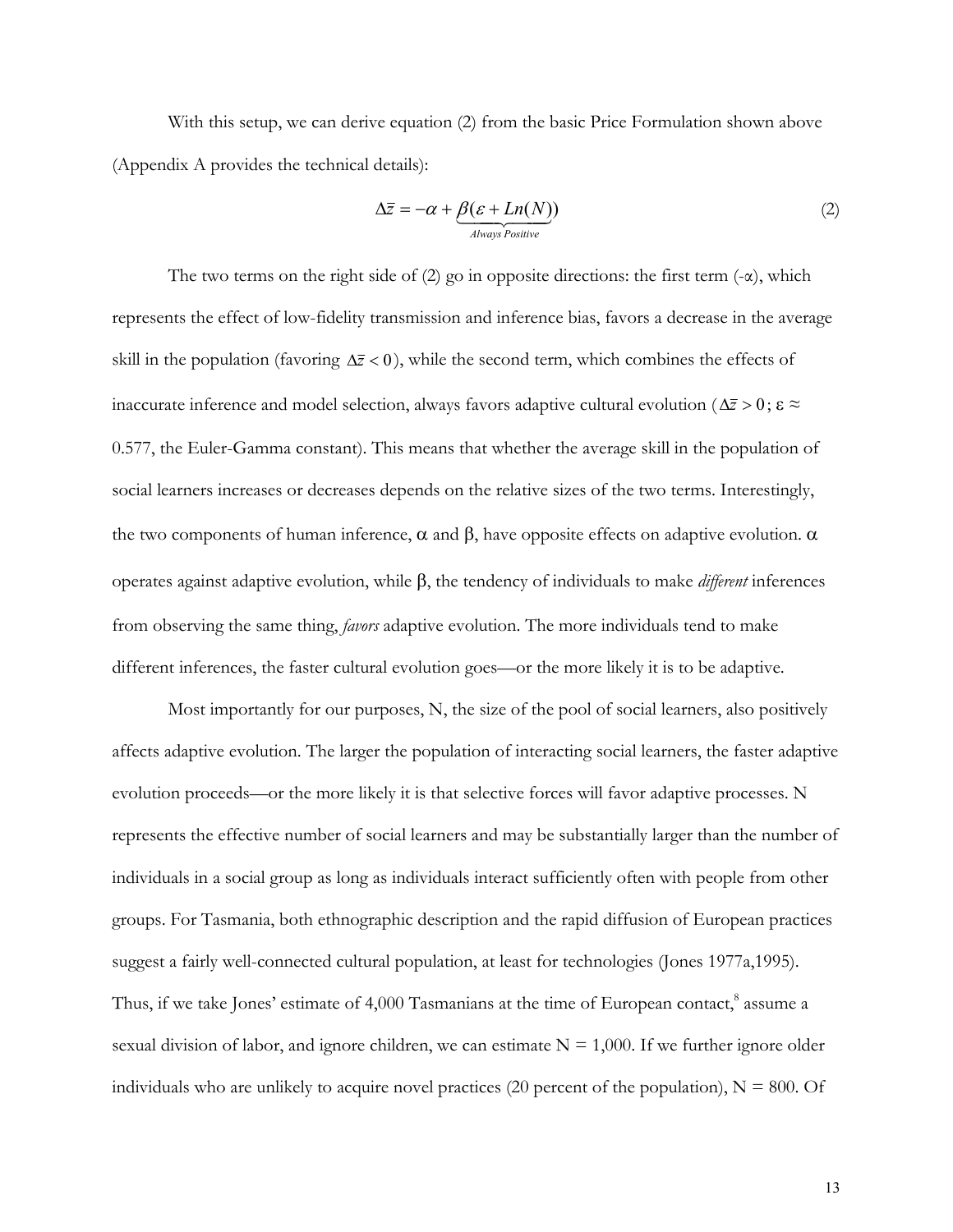With this setup, we can derive equation (2) from the basic Price Formulation shown above (Appendix A provides the technical details):

$$\Delta \bar{z} = -\alpha + \underbrace{\beta(\varepsilon + Ln(N))}_{Always\ Positive} \tag{2}$$

The two terms on the right side of (2) go in opposite directions: the first term (-α), which represents the effect of low-fidelity transmission and inference bias, favors a decrease in the average skill in the population (favoring $\Delta \bar{z} < 0$), while the second term, which combines the effects of inaccurate inference and model selection, always favors adaptive cultural evolution ($\Delta \bar{z} > 0$; $\varepsilon \approx 0.577$, the Euler-Gamma constant). This means that whether the average skill in the population of social learners increases or decreases depends on the relative sizes of the two terms. Interestingly, the two components of human inference, α and β, have opposite effects on adaptive evolution. α operates against adaptive evolution, while β, the tendency of individuals to make *different* inferences from observing the same thing, *favors* adaptive evolution. The more individuals tend to make different inferences, the faster cultural evolution goes—or the more likely it is to be adaptive.

Most importantly for our purposes, N, the size of the pool of social learners, also positively affects adaptive evolution. The larger the population of interacting social learners, the faster adaptive evolution proceeds—or the more likely it is that selective forces will favor adaptive processes. N represents the effective number of social learners and may be substantially larger than the number of individuals in a social group as long as individuals interact sufficiently often with people from other groups. For Tasmania, both ethnographic description and the rapid diffusion of European practices suggest a fairly well-connected cultural population, at least for technologies (Jones 1977a,1995). Thus, if we take Jones' estimate of 4,000 Tasmanians at the time of European contact,[8] assume a sexual division of labor, and ignore children, we can estimate N = 1,000. If we further ignore older individuals who are unlikely to acquire novel practices (20 percent of the population), N = 800. Of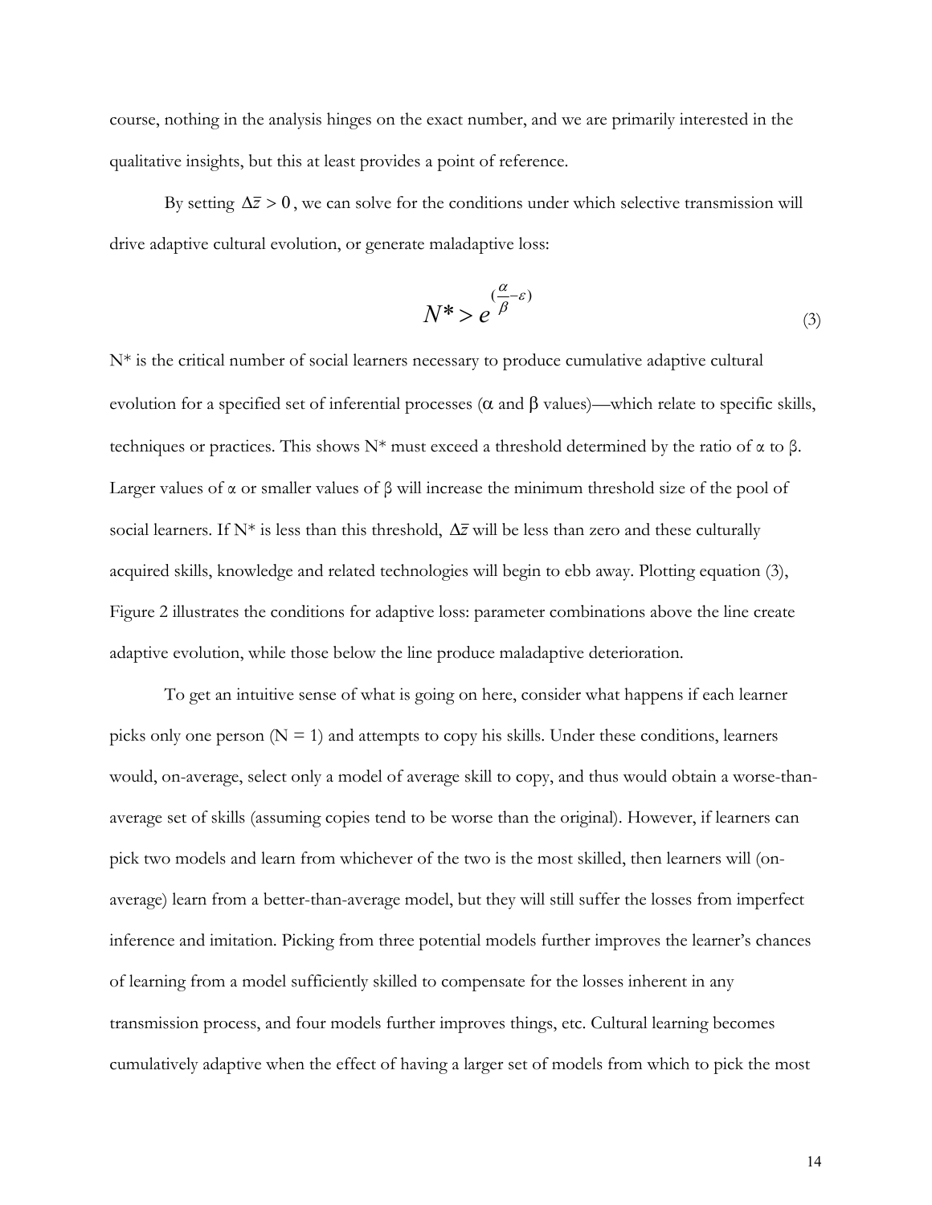course, nothing in the analysis hinges on the exact number, and we are primarily interested in the qualitative insights, but this at least provides a point of reference.

By setting $\Delta\bar{z} > 0$, we can solve for the conditions under which selective transmission will drive adaptive cultural evolution, or generate maladaptive loss:

$$N^* > e^{(\frac{\alpha}{\beta} - \varepsilon)} \tag{3}$$

N* is the critical number of social learners necessary to produce cumulative adaptive cultural evolution for a specified set of inferential processes ($\alpha$ and $\beta$ values)—which relate to specific skills, techniques or practices. This shows N* must exceed a threshold determined by the ratio of $\alpha$ to $\beta$. Larger values of $\alpha$ or smaller values of $\beta$ will increase the minimum threshold size of the pool of social learners. If N* is less than this threshold, $\Delta\bar{z}$ will be less than zero and these culturally acquired skills, knowledge and related technologies will begin to ebb away. Plotting equation (3), Figure 2 illustrates the conditions for adaptive loss: parameter combinations above the line create adaptive evolution, while those below the line produce maladaptive deterioration.

To get an intuitive sense of what is going on here, consider what happens if each learner picks only one person ($N = 1$) and attempts to copy his skills. Under these conditions, learners would, on-average, select only a model of average skill to copy, and thus would obtain a worse-than-average set of skills (assuming copies tend to be worse than the original). However, if learners can pick two models and learn from whichever of the two is the most skilled, then learners will (on-average) learn from a better-than-average model, but they will still suffer the losses from imperfect inference and imitation. Picking from three potential models further improves the learner's chances of learning from a model sufficiently skilled to compensate for the losses inherent in any transmission process, and four models further improves things, etc. Cultural learning becomes cumulatively adaptive when the effect of having a larger set of models from which to pick the most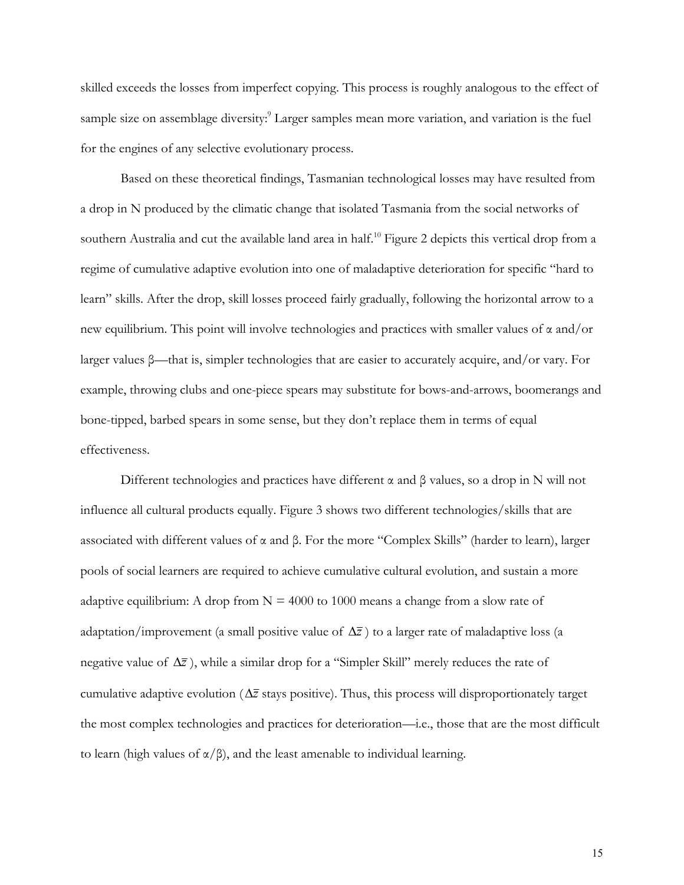skilled exceeds the losses from imperfect copying. This process is roughly analogous to the effect of sample size on assemblage diversity:[9] Larger samples mean more variation, and variation is the fuel for the engines of any selective evolutionary process.

Based on these theoretical findings, Tasmanian technological losses may have resulted from a drop in N produced by the climatic change that isolated Tasmania from the social networks of southern Australia and cut the available land area in half.[10] Figure 2 depicts this vertical drop from a regime of cumulative adaptive evolution into one of maladaptive deterioration for specific "hard to learn" skills. After the drop, skill losses proceed fairly gradually, following the horizontal arrow to a new equilibrium. This point will involve technologies and practices with smaller values of $\alpha$ and/or larger values $\beta$—that is, simpler technologies that are easier to accurately acquire, and/or vary. For example, throwing clubs and one-piece spears may substitute for bows-and-arrows, boomerangs and bone-tipped, barbed spears in some sense, but they don't replace them in terms of equal effectiveness.

Different technologies and practices have different $\alpha$ and $\beta$ values, so a drop in N will not influence all cultural products equally. Figure 3 shows two different technologies/skills that are associated with different values of $\alpha$ and $\beta$. For the more "Complex Skills" (harder to learn), larger pools of social learners are required to achieve cumulative cultural evolution, and sustain a more adaptive equilibrium: A drop from N = 4000 to 1000 means a change from a slow rate of adaptation/improvement (a small positive value of $\Delta\bar{z}$) to a larger rate of maladaptive loss (a negative value of $\Delta\bar{z}$), while a similar drop for a "Simpler Skill" merely reduces the rate of cumulative adaptive evolution ($\Delta\bar{z}$ stays positive). Thus, this process will disproportionately target the most complex technologies and practices for deterioration—i.e., those that are the most difficult to learn (high values of $\alpha/\beta$), and the least amenable to individual learning.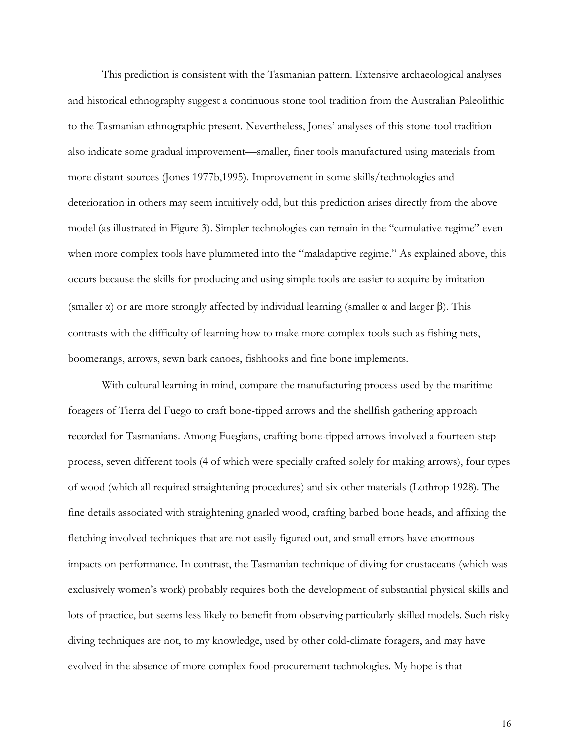This prediction is consistent with the Tasmanian pattern. Extensive archaeological analyses and historical ethnography suggest a continuous stone tool tradition from the Australian Paleolithic to the Tasmanian ethnographic present. Nevertheless, Jones' analyses of this stone-tool tradition also indicate some gradual improvement—smaller, finer tools manufactured using materials from more distant sources (Jones 1977b,1995). Improvement in some skills/technologies and deterioration in others may seem intuitively odd, but this prediction arises directly from the above model (as illustrated in Figure 3). Simpler technologies can remain in the "cumulative regime" even when more complex tools have plummeted into the "maladaptive regime." As explained above, this occurs because the skills for producing and using simple tools are easier to acquire by imitation (smaller $\alpha$) or are more strongly affected by individual learning (smaller $\alpha$ and larger $\beta$). This contrasts with the difficulty of learning how to make more complex tools such as fishing nets, boomerangs, arrows, sewn bark canoes, fishhooks and fine bone implements.

With cultural learning in mind, compare the manufacturing process used by the maritime foragers of Tierra del Fuego to craft bone-tipped arrows and the shellfish gathering approach recorded for Tasmanians. Among Fuegians, crafting bone-tipped arrows involved a fourteen-step process, seven different tools (4 of which were specially crafted solely for making arrows), four types of wood (which all required straightening procedures) and six other materials (Lothrop 1928). The fine details associated with straightening gnarled wood, crafting barbed bone heads, and affixing the fletching involved techniques that are not easily figured out, and small errors have enormous impacts on performance. In contrast, the Tasmanian technique of diving for crustaceans (which was exclusively women's work) probably requires both the development of substantial physical skills and lots of practice, but seems less likely to benefit from observing particularly skilled models. Such risky diving techniques are not, to my knowledge, used by other cold-climate foragers, and may have evolved in the absence of more complex food-procurement technologies. My hope is that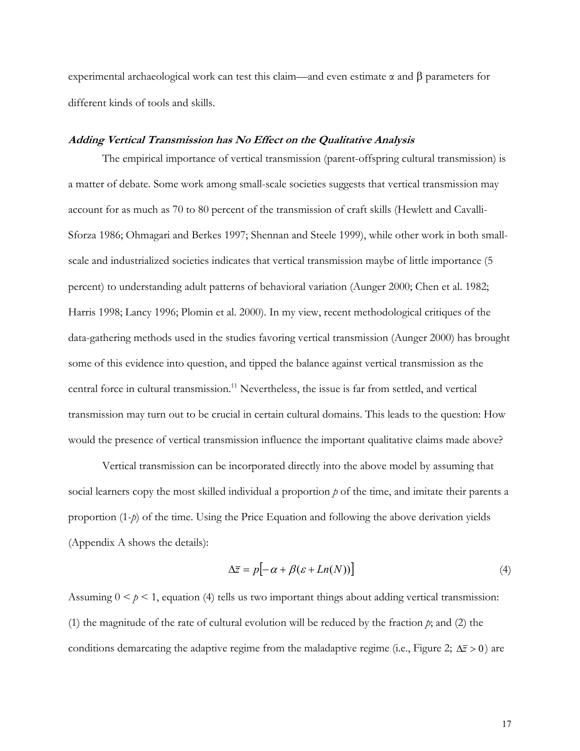experimental archaeological work can test this claim—and even estimate $\alpha$ and $\beta$ parameters for different kinds of tools and skills.

### ***Adding Vertical Transmission has No Effect on the Qualitative Analysis***

The empirical importance of vertical transmission (parent-offspring cultural transmission) is a matter of debate. Some work among small-scale societies suggests that vertical transmission may account for as much as 70 to 80 percent of the transmission of craft skills (Hewlett and Cavalli-Sforza 1986; Ohmagari and Berkes 1997; Shennan and Steele 1999), while other work in both small-scale and industrialized societies indicates that vertical transmission maybe of little importance (5 percent) to understanding adult patterns of behavioral variation (Aunger 2000; Chen et al. 1982; Harris 1998; Lancy 1996; Plomin et al. 2000). In my view, recent methodological critiques of the data-gathering methods used in the studies favoring vertical transmission (Aunger 2000) has brought some of this evidence into question, and tipped the balance against vertical transmission as the central force in cultural transmission.[11] Nevertheless, the issue is far from settled, and vertical transmission may turn out to be crucial in certain cultural domains. This leads to the question: How would the presence of vertical transmission influence the important qualitative claims made above?

Vertical transmission can be incorporated directly into the above model by assuming that social learners copy the most skilled individual a proportion $p$ of the time, and imitate their parents a proportion $(1-p)$ of the time. Using the Price Equation and following the above derivation yields (Appendix A shows the details):

$$\Delta\bar{z} = p\left[-\alpha + \beta(\varepsilon + Ln(N))\right] \tag{4}$$

Assuming $0 < p < 1$, equation (4) tells us two important things about adding vertical transmission: (1) the magnitude of the rate of cultural evolution will be reduced by the fraction $p$; and (2) the conditions demarcating the adaptive regime from the maladaptive regime (i.e., Figure 2; $\Delta\bar{z} > 0$) are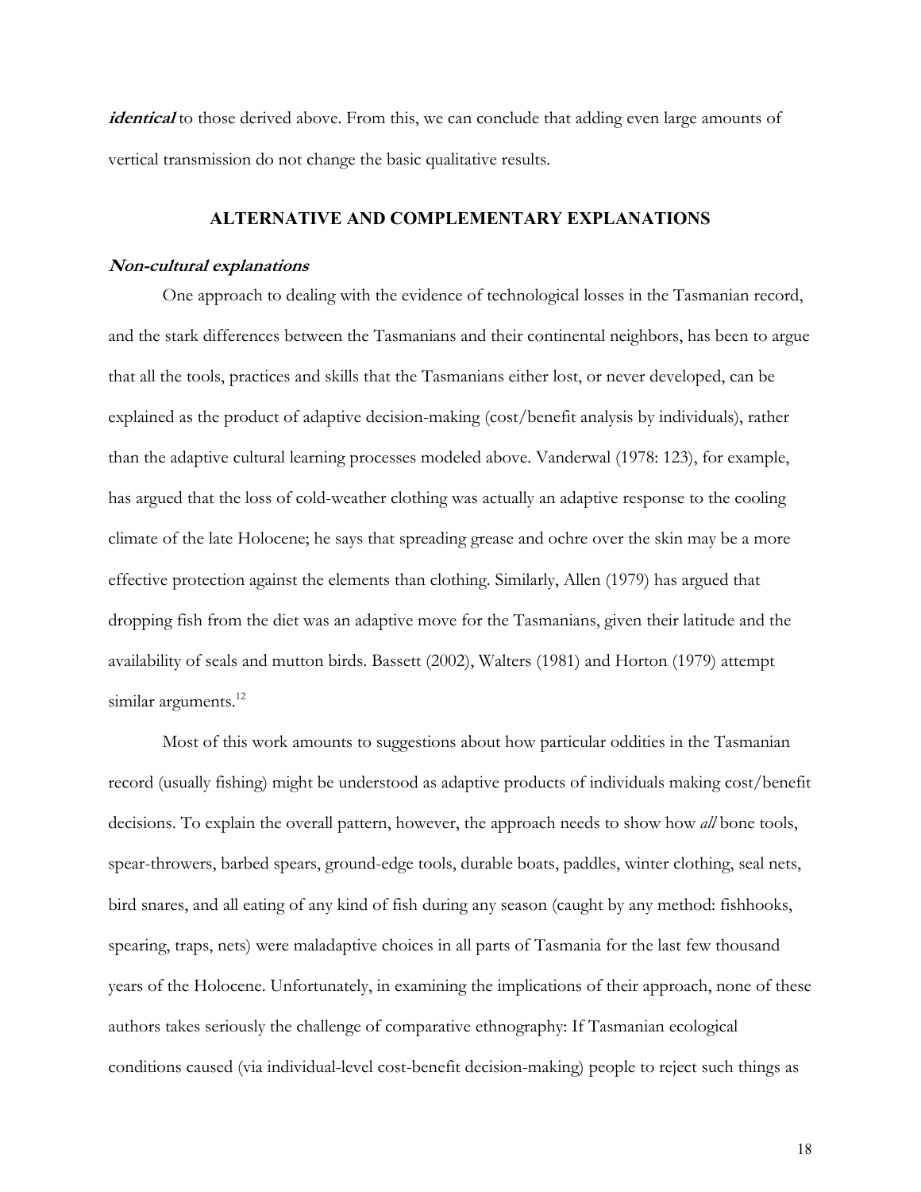*identical* to those derived above. From this, we can conclude that adding even large amounts of vertical transmission do not change the basic qualitative results.

## ALTERNATIVE AND COMPLEMENTARY EXPLANATIONS

### *Non-cultural explanations*

One approach to dealing with the evidence of technological losses in the Tasmanian record, and the stark differences between the Tasmanians and their continental neighbors, has been to argue that all the tools, practices and skills that the Tasmanians either lost, or never developed, can be explained as the product of adaptive decision-making (cost/benefit analysis by individuals), rather than the adaptive cultural learning processes modeled above. Vanderwal (1978: 123), for example, has argued that the loss of cold-weather clothing was actually an adaptive response to the cooling climate of the late Holocene; he says that spreading grease and ochre over the skin may be a more effective protection against the elements than clothing. Similarly, Allen (1979) has argued that dropping fish from the diet was an adaptive move for the Tasmanians, given their latitude and the availability of seals and mutton birds. Bassett (2002), Walters (1981) and Horton (1979) attempt similar arguments.[12]

Most of this work amounts to suggestions about how particular oddities in the Tasmanian record (usually fishing) might be understood as adaptive products of individuals making cost/benefit decisions. To explain the overall pattern, however, the approach needs to show how *all* bone tools, spear-throwers, barbed spears, ground-edge tools, durable boats, paddles, winter clothing, seal nets, bird snares, and all eating of any kind of fish during any season (caught by any method: fishhooks, spearing, traps, nets) were maladaptive choices in all parts of Tasmania for the last few thousand years of the Holocene. Unfortunately, in examining the implications of their approach, none of these authors takes seriously the challenge of comparative ethnography: If Tasmanian ecological conditions caused (via individual-level cost-benefit decision-making) people to reject such things as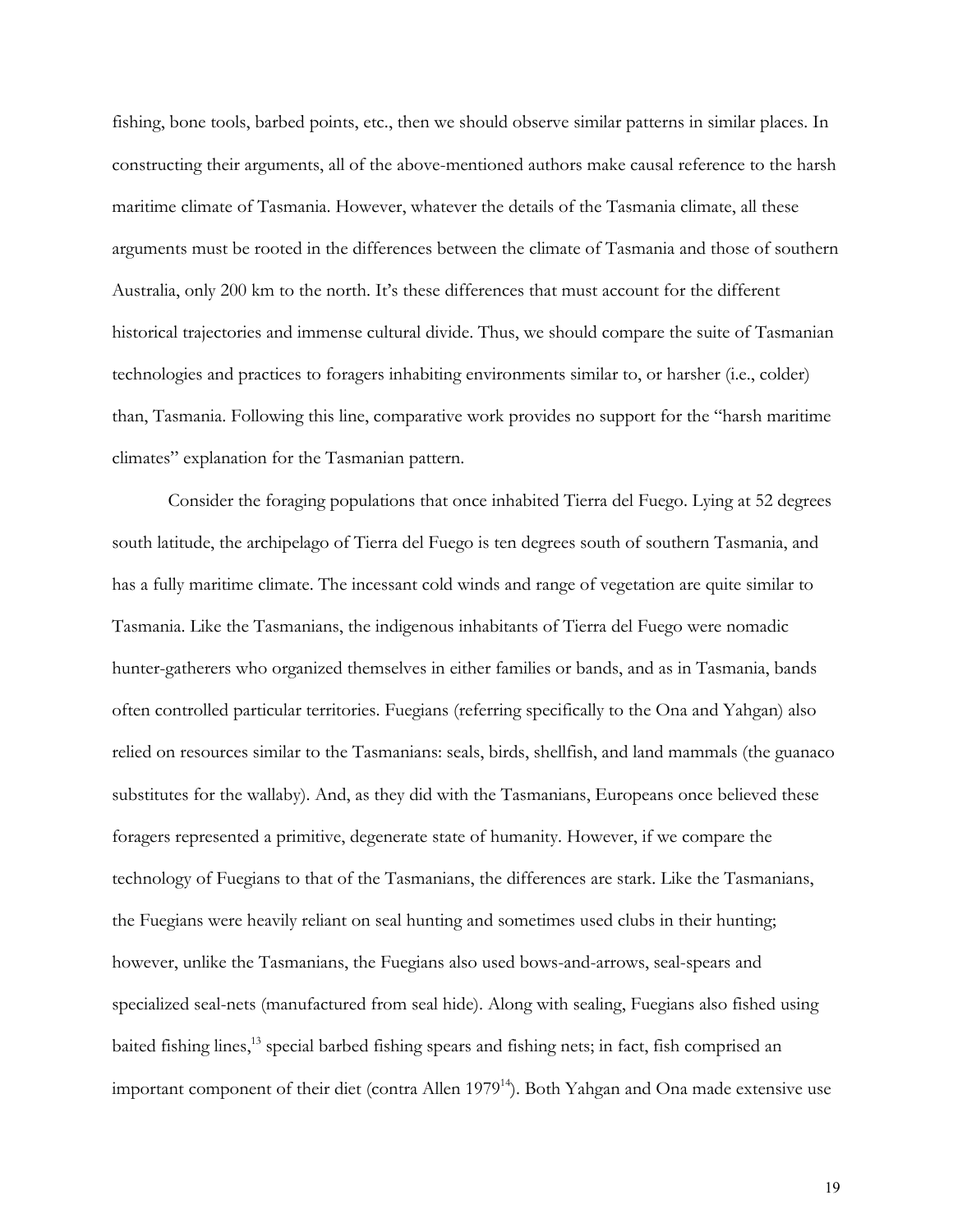fishing, bone tools, barbed points, etc., then we should observe similar patterns in similar places. In constructing their arguments, all of the above-mentioned authors make causal reference to the harsh maritime climate of Tasmania. However, whatever the details of the Tasmania climate, all these arguments must be rooted in the differences between the climate of Tasmania and those of southern Australia, only 200 km to the north. It's these differences that must account for the different historical trajectories and immense cultural divide. Thus, we should compare the suite of Tasmanian technologies and practices to foragers inhabiting environments similar to, or harsher (i.e., colder) than, Tasmania. Following this line, comparative work provides no support for the "harsh maritime climates" explanation for the Tasmanian pattern.

Consider the foraging populations that once inhabited Tierra del Fuego. Lying at 52 degrees south latitude, the archipelago of Tierra del Fuego is ten degrees south of southern Tasmania, and has a fully maritime climate. The incessant cold winds and range of vegetation are quite similar to Tasmania. Like the Tasmanians, the indigenous inhabitants of Tierra del Fuego were nomadic hunter-gatherers who organized themselves in either families or bands, and as in Tasmania, bands often controlled particular territories. Fuegians (referring specifically to the Ona and Yahgan) also relied on resources similar to the Tasmanians: seals, birds, shellfish, and land mammals (the guanaco substitutes for the wallaby). And, as they did with the Tasmanians, Europeans once believed these foragers represented a primitive, degenerate state of humanity. However, if we compare the technology of Fuegians to that of the Tasmanians, the differences are stark. Like the Tasmanians, the Fuegians were heavily reliant on seal hunting and sometimes used clubs in their hunting; however, unlike the Tasmanians, the Fuegians also used bows-and-arrows, seal-spears and specialized seal-nets (manufactured from seal hide). Along with sealing, Fuegians also fished using baited fishing lines,[13] special barbed fishing spears and fishing nets; in fact, fish comprised an important component of their diet (contra Allen 1979[14]). Both Yahgan and Ona made extensive use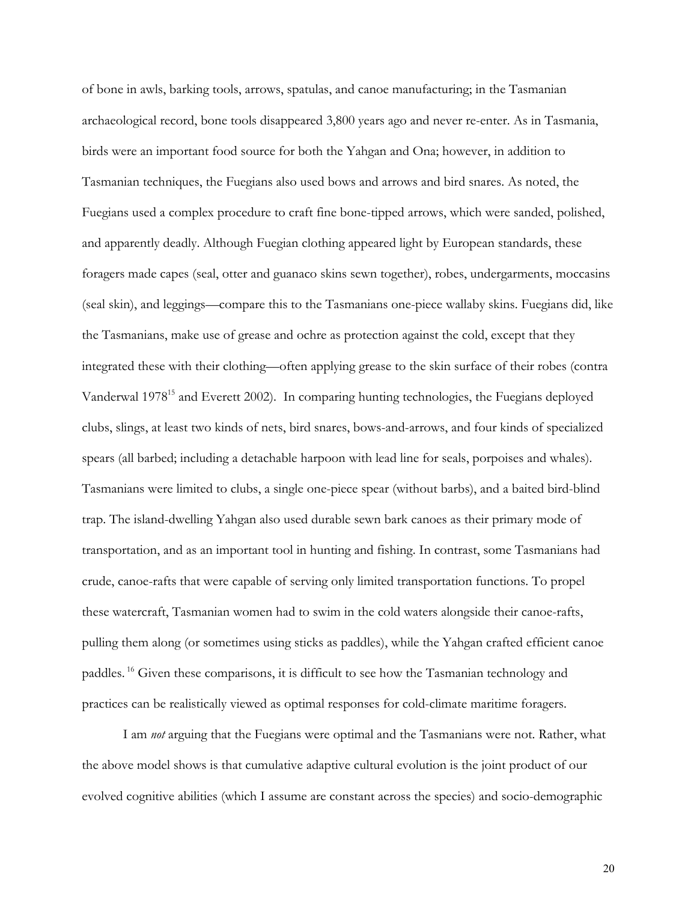of bone in awls, barking tools, arrows, spatulas, and canoe manufacturing; in the Tasmanian archaeological record, bone tools disappeared 3,800 years ago and never re-enter. As in Tasmania, birds were an important food source for both the Yahgan and Ona; however, in addition to Tasmanian techniques, the Fuegians also used bows and arrows and bird snares. As noted, the Fuegians used a complex procedure to craft fine bone-tipped arrows, which were sanded, polished, and apparently deadly. Although Fuegian clothing appeared light by European standards, these foragers made capes (seal, otter and guanaco skins sewn together), robes, undergarments, moccasins (seal skin), and leggings—compare this to the Tasmanians one-piece wallaby skins. Fuegians did, like the Tasmanians, make use of grease and ochre as protection against the cold, except that they integrated these with their clothing—often applying grease to the skin surface of their robes (contra Vanderwal 1978[15] and Everett 2002). In comparing hunting technologies, the Fuegians deployed clubs, slings, at least two kinds of nets, bird snares, bows-and-arrows, and four kinds of specialized spears (all barbed; including a detachable harpoon with lead line for seals, porpoises and whales). Tasmanians were limited to clubs, a single one-piece spear (without barbs), and a baited bird-blind trap. The island-dwelling Yahgan also used durable sewn bark canoes as their primary mode of transportation, and as an important tool in hunting and fishing. In contrast, some Tasmanians had crude, canoe-rafts that were capable of serving only limited transportation functions. To propel these watercraft, Tasmanian women had to swim in the cold waters alongside their canoe-rafts, pulling them along (or sometimes using sticks as paddles), while the Yahgan crafted efficient canoe paddles.[16] Given these comparisons, it is difficult to see how the Tasmanian technology and practices can be realistically viewed as optimal responses for cold-climate maritime foragers.

I am *not* arguing that the Fuegians were optimal and the Tasmanians were not. Rather, what the above model shows is that cumulative adaptive cultural evolution is the joint product of our evolved cognitive abilities (which I assume are constant across the species) and socio-demographic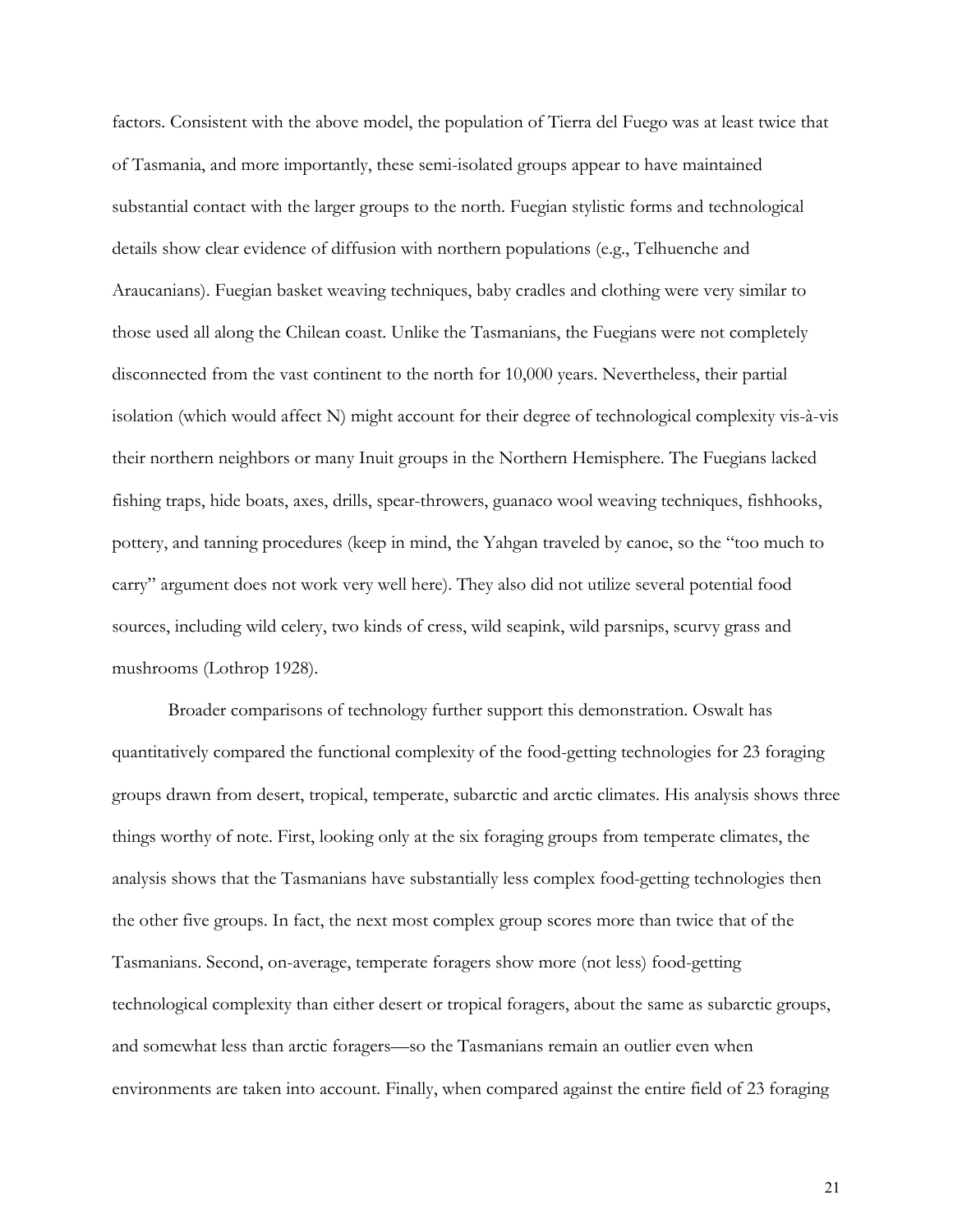factors. Consistent with the above model, the population of Tierra del Fuego was at least twice that of Tasmania, and more importantly, these semi-isolated groups appear to have maintained substantial contact with the larger groups to the north. Fuegian stylistic forms and technological details show clear evidence of diffusion with northern populations (e.g., Telhuenche and Araucanians). Fuegian basket weaving techniques, baby cradles and clothing were very similar to those used all along the Chilean coast. Unlike the Tasmanians, the Fuegians were not completely disconnected from the vast continent to the north for 10,000 years. Nevertheless, their partial isolation (which would affect N) might account for their degree of technological complexity vis-à-vis their northern neighbors or many Inuit groups in the Northern Hemisphere. The Fuegians lacked fishing traps, hide boats, axes, drills, spear-throwers, guanaco wool weaving techniques, fishhooks, pottery, and tanning procedures (keep in mind, the Yahgan traveled by canoe, so the "too much to carry" argument does not work very well here). They also did not utilize several potential food sources, including wild celery, two kinds of cress, wild seapink, wild parsnips, scurvy grass and mushrooms (Lothrop 1928).

Broader comparisons of technology further support this demonstration. Oswalt has quantitatively compared the functional complexity of the food-getting technologies for 23 foraging groups drawn from desert, tropical, temperate, subarctic and arctic climates. His analysis shows three things worthy of note. First, looking only at the six foraging groups from temperate climates, the analysis shows that the Tasmanians have substantially less complex food-getting technologies then the other five groups. In fact, the next most complex group scores more than twice that of the Tasmanians. Second, on-average, temperate foragers show more (not less) food-getting technological complexity than either desert or tropical foragers, about the same as subarctic groups, and somewhat less than arctic foragers—so the Tasmanians remain an outlier even when environments are taken into account. Finally, when compared against the entire field of 23 foraging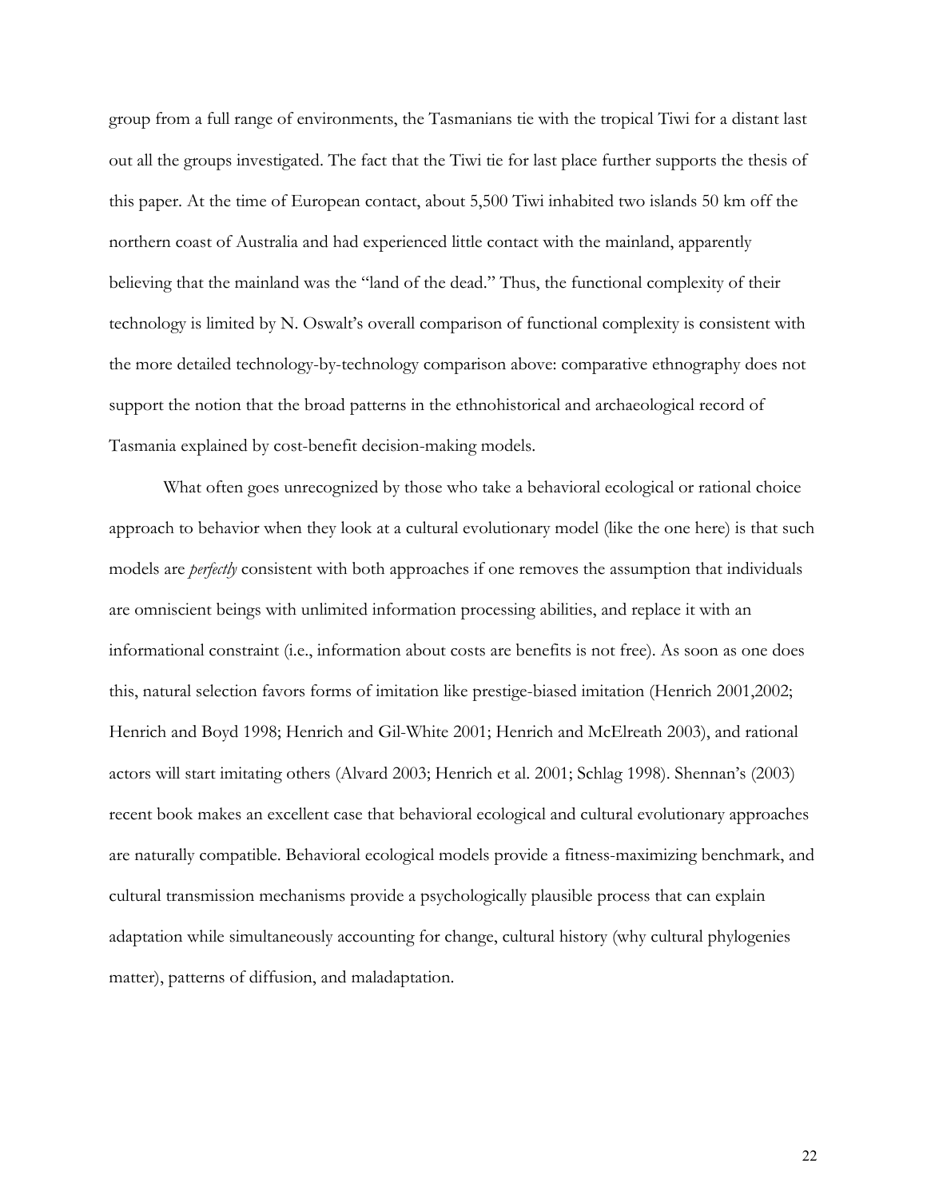group from a full range of environments, the Tasmanians tie with the tropical Tiwi for a distant last out all the groups investigated. The fact that the Tiwi tie for last place further supports the thesis of this paper. At the time of European contact, about 5,500 Tiwi inhabited two islands 50 km off the northern coast of Australia and had experienced little contact with the mainland, apparently believing that the mainland was the "land of the dead." Thus, the functional complexity of their technology is limited by N. Oswalt's overall comparison of functional complexity is consistent with the more detailed technology-by-technology comparison above: comparative ethnography does not support the notion that the broad patterns in the ethnohistorical and archaeological record of Tasmania explained by cost-benefit decision-making models.

What often goes unrecognized by those who take a behavioral ecological or rational choice approach to behavior when they look at a cultural evolutionary model (like the one here) is that such models are *perfectly* consistent with both approaches if one removes the assumption that individuals are omniscient beings with unlimited information processing abilities, and replace it with an informational constraint (i.e., information about costs are benefits is not free). As soon as one does this, natural selection favors forms of imitation like prestige-biased imitation (Henrich 2001,2002; Henrich and Boyd 1998; Henrich and Gil-White 2001; Henrich and McElreath 2003), and rational actors will start imitating others (Alvard 2003; Henrich et al. 2001; Schlag 1998). Shennan's (2003) recent book makes an excellent case that behavioral ecological and cultural evolutionary approaches are naturally compatible. Behavioral ecological models provide a fitness-maximizing benchmark, and cultural transmission mechanisms provide a psychologically plausible process that can explain adaptation while simultaneously accounting for change, cultural history (why cultural phylogenies matter), patterns of diffusion, and maladaptation.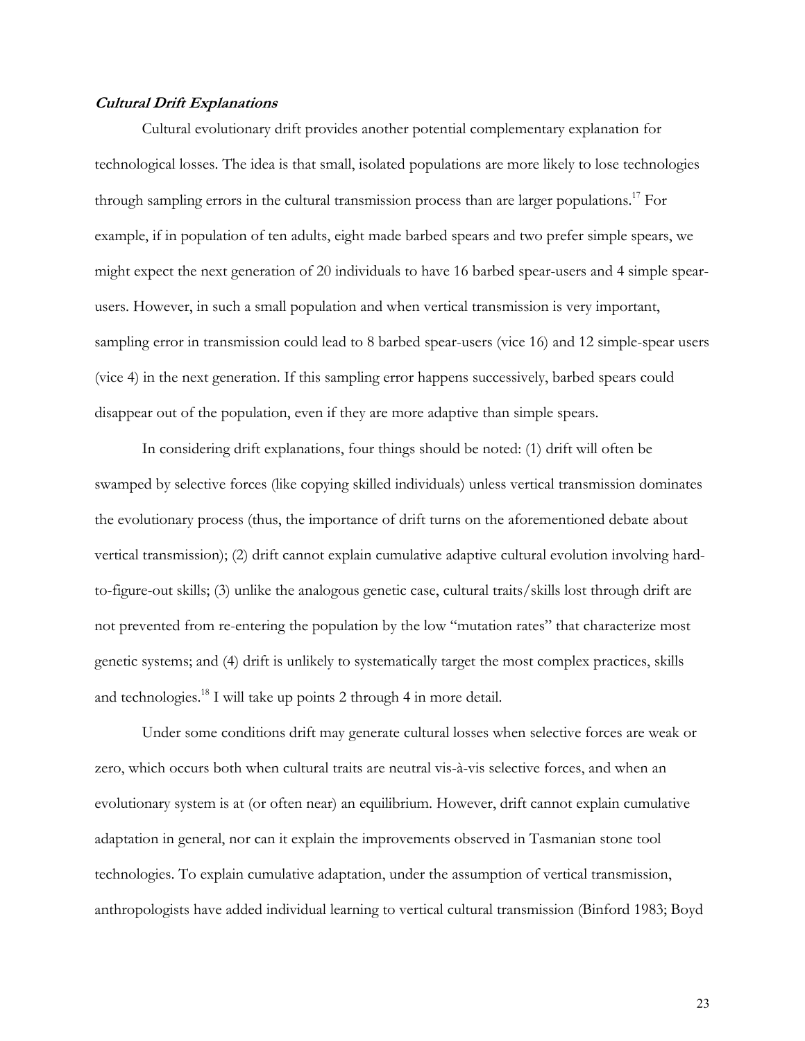***Cultural Drift Explanations***

Cultural evolutionary drift provides another potential complementary explanation for technological losses. The idea is that small, isolated populations are more likely to lose technologies through sampling errors in the cultural transmission process than are larger populations.[17] For example, if in population of ten adults, eight made barbed spears and two prefer simple spears, we might expect the next generation of 20 individuals to have 16 barbed spear-users and 4 simple spear-users. However, in such a small population and when vertical transmission is very important, sampling error in transmission could lead to 8 barbed spear-users (vice 16) and 12 simple-spear users (vice 4) in the next generation. If this sampling error happens successively, barbed spears could disappear out of the population, even if they are more adaptive than simple spears.

In considering drift explanations, four things should be noted: (1) drift will often be swamped by selective forces (like copying skilled individuals) unless vertical transmission dominates the evolutionary process (thus, the importance of drift turns on the aforementioned debate about vertical transmission); (2) drift cannot explain cumulative adaptive cultural evolution involving hard-to-figure-out skills; (3) unlike the analogous genetic case, cultural traits/skills lost through drift are not prevented from re-entering the population by the low "mutation rates" that characterize most genetic systems; and (4) drift is unlikely to systematically target the most complex practices, skills and technologies.[18] I will take up points 2 through 4 in more detail.

Under some conditions drift may generate cultural losses when selective forces are weak or zero, which occurs both when cultural traits are neutral vis-à-vis selective forces, and when an evolutionary system is at (or often near) an equilibrium. However, drift cannot explain cumulative adaptation in general, nor can it explain the improvements observed in Tasmanian stone tool technologies. To explain cumulative adaptation, under the assumption of vertical transmission, anthropologists have added individual learning to vertical cultural transmission (Binford 1983; Boyd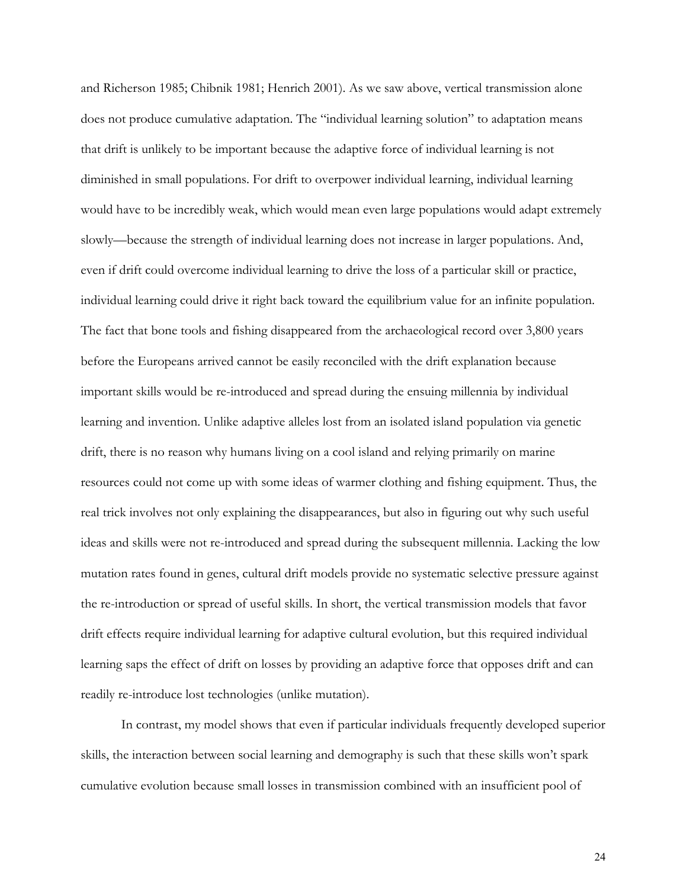and Richerson 1985; Chibnik 1981; Henrich 2001). As we saw above, vertical transmission alone does not produce cumulative adaptation. The "individual learning solution" to adaptation means that drift is unlikely to be important because the adaptive force of individual learning is not diminished in small populations. For drift to overpower individual learning, individual learning would have to be incredibly weak, which would mean even large populations would adapt extremely slowly—because the strength of individual learning does not increase in larger populations. And, even if drift could overcome individual learning to drive the loss of a particular skill or practice, individual learning could drive it right back toward the equilibrium value for an infinite population. The fact that bone tools and fishing disappeared from the archaeological record over 3,800 years before the Europeans arrived cannot be easily reconciled with the drift explanation because important skills would be re-introduced and spread during the ensuing millennia by individual learning and invention. Unlike adaptive alleles lost from an isolated island population via genetic drift, there is no reason why humans living on a cool island and relying primarily on marine resources could not come up with some ideas of warmer clothing and fishing equipment. Thus, the real trick involves not only explaining the disappearances, but also in figuring out why such useful ideas and skills were not re-introduced and spread during the subsequent millennia. Lacking the low mutation rates found in genes, cultural drift models provide no systematic selective pressure against the re-introduction or spread of useful skills. In short, the vertical transmission models that favor drift effects require individual learning for adaptive cultural evolution, but this required individual learning saps the effect of drift on losses by providing an adaptive force that opposes drift and can readily re-introduce lost technologies (unlike mutation).

In contrast, my model shows that even if particular individuals frequently developed superior skills, the interaction between social learning and demography is such that these skills won't spark cumulative evolution because small losses in transmission combined with an insufficient pool of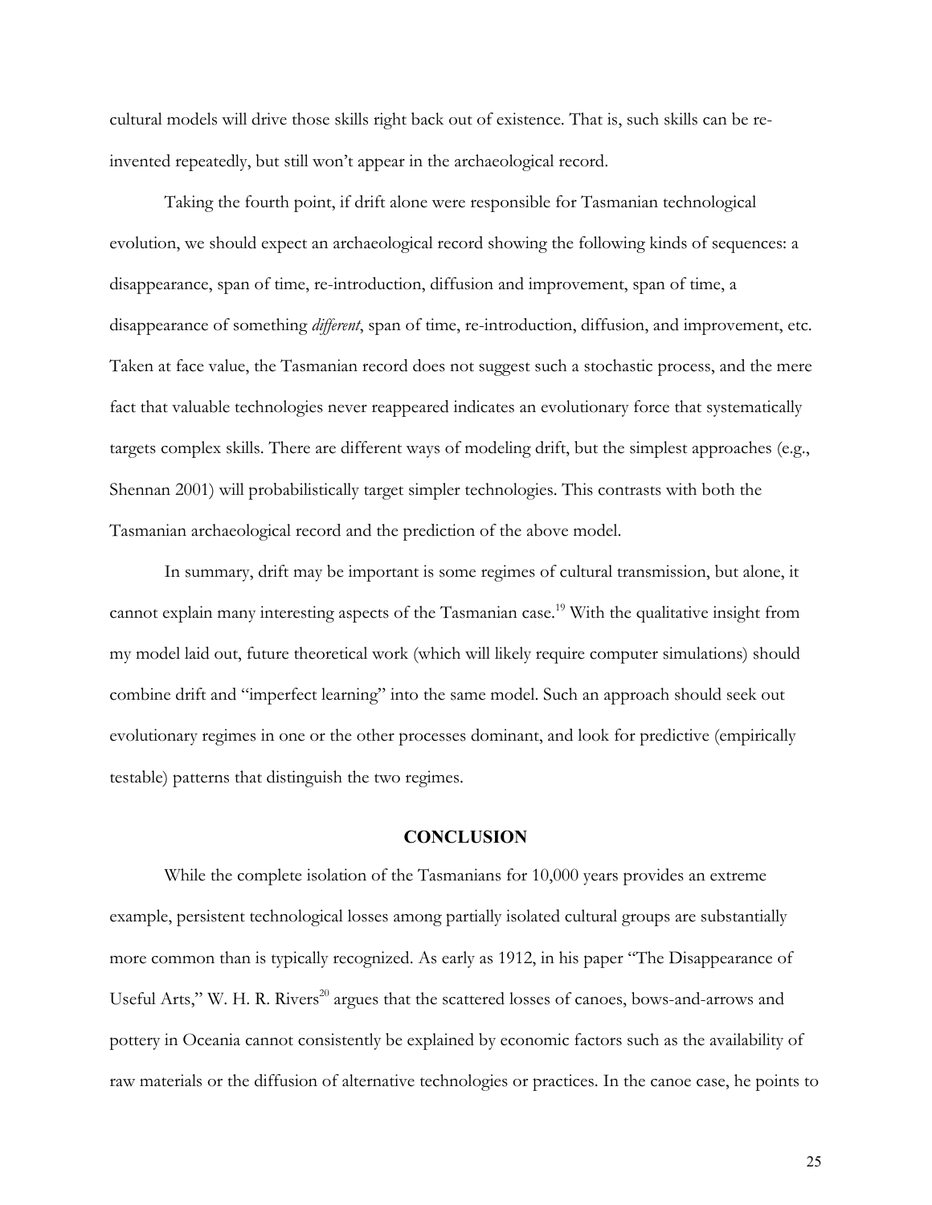cultural models will drive those skills right back out of existence. That is, such skills can be re-invented repeatedly, but still won't appear in the archaeological record.

Taking the fourth point, if drift alone were responsible for Tasmanian technological evolution, we should expect an archaeological record showing the following kinds of sequences: a disappearance, span of time, re-introduction, diffusion and improvement, span of time, a disappearance of something *different*, span of time, re-introduction, diffusion, and improvement, etc. Taken at face value, the Tasmanian record does not suggest such a stochastic process, and the mere fact that valuable technologies never reappeared indicates an evolutionary force that systematically targets complex skills. There are different ways of modeling drift, but the simplest approaches (e.g., Shennan 2001) will probabilistically target simpler technologies. This contrasts with both the Tasmanian archaeological record and the prediction of the above model.

In summary, drift may be important is some regimes of cultural transmission, but alone, it cannot explain many interesting aspects of the Tasmanian case.[19] With the qualitative insight from my model laid out, future theoretical work (which will likely require computer simulations) should combine drift and "imperfect learning" into the same model. Such an approach should seek out evolutionary regimes in one or the other processes dominant, and look for predictive (empirically testable) patterns that distinguish the two regimes.

## CONCLUSION

While the complete isolation of the Tasmanians for 10,000 years provides an extreme example, persistent technological losses among partially isolated cultural groups are substantially more common than is typically recognized. As early as 1912, in his paper "The Disappearance of Useful Arts," W. H. R. Rivers[20] argues that the scattered losses of canoes, bows-and-arrows and pottery in Oceania cannot consistently be explained by economic factors such as the availability of raw materials or the diffusion of alternative technologies or practices. In the canoe case, he points to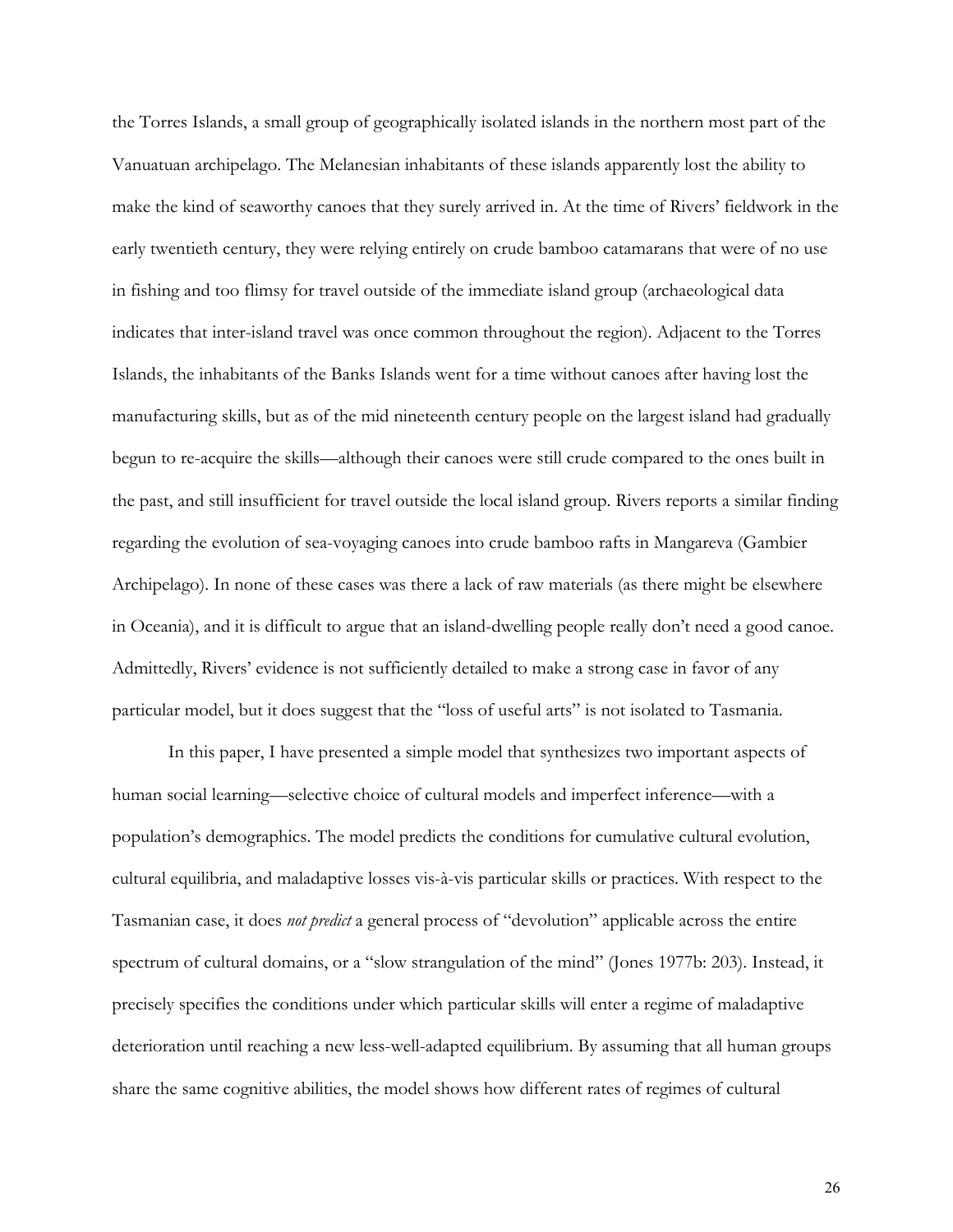the Torres Islands, a small group of geographically isolated islands in the northern most part of the Vanuatuan archipelago. The Melanesian inhabitants of these islands apparently lost the ability to make the kind of seaworthy canoes that they surely arrived in. At the time of Rivers' fieldwork in the early twentieth century, they were relying entirely on crude bamboo catamarans that were of no use in fishing and too flimsy for travel outside of the immediate island group (archaeological data indicates that inter-island travel was once common throughout the region). Adjacent to the Torres Islands, the inhabitants of the Banks Islands went for a time without canoes after having lost the manufacturing skills, but as of the mid nineteenth century people on the largest island had gradually begun to re-acquire the skills—although their canoes were still crude compared to the ones built in the past, and still insufficient for travel outside the local island group. Rivers reports a similar finding regarding the evolution of sea-voyaging canoes into crude bamboo rafts in Mangareva (Gambier Archipelago). In none of these cases was there a lack of raw materials (as there might be elsewhere in Oceania), and it is difficult to argue that an island-dwelling people really don't need a good canoe. Admittedly, Rivers' evidence is not sufficiently detailed to make a strong case in favor of any particular model, but it does suggest that the "loss of useful arts" is not isolated to Tasmania.

In this paper, I have presented a simple model that synthesizes two important aspects of human social learning—selective choice of cultural models and imperfect inference—with a population's demographics. The model predicts the conditions for cumulative cultural evolution, cultural equilibria, and maladaptive losses vis-à-vis particular skills or practices. With respect to the Tasmanian case, it does *not predict* a general process of "devolution" applicable across the entire spectrum of cultural domains, or a "slow strangulation of the mind" (Jones 1977b: 203). Instead, it precisely specifies the conditions under which particular skills will enter a regime of maladaptive deterioration until reaching a new less-well-adapted equilibrium. By assuming that all human groups share the same cognitive abilities, the model shows how different rates of regimes of cultural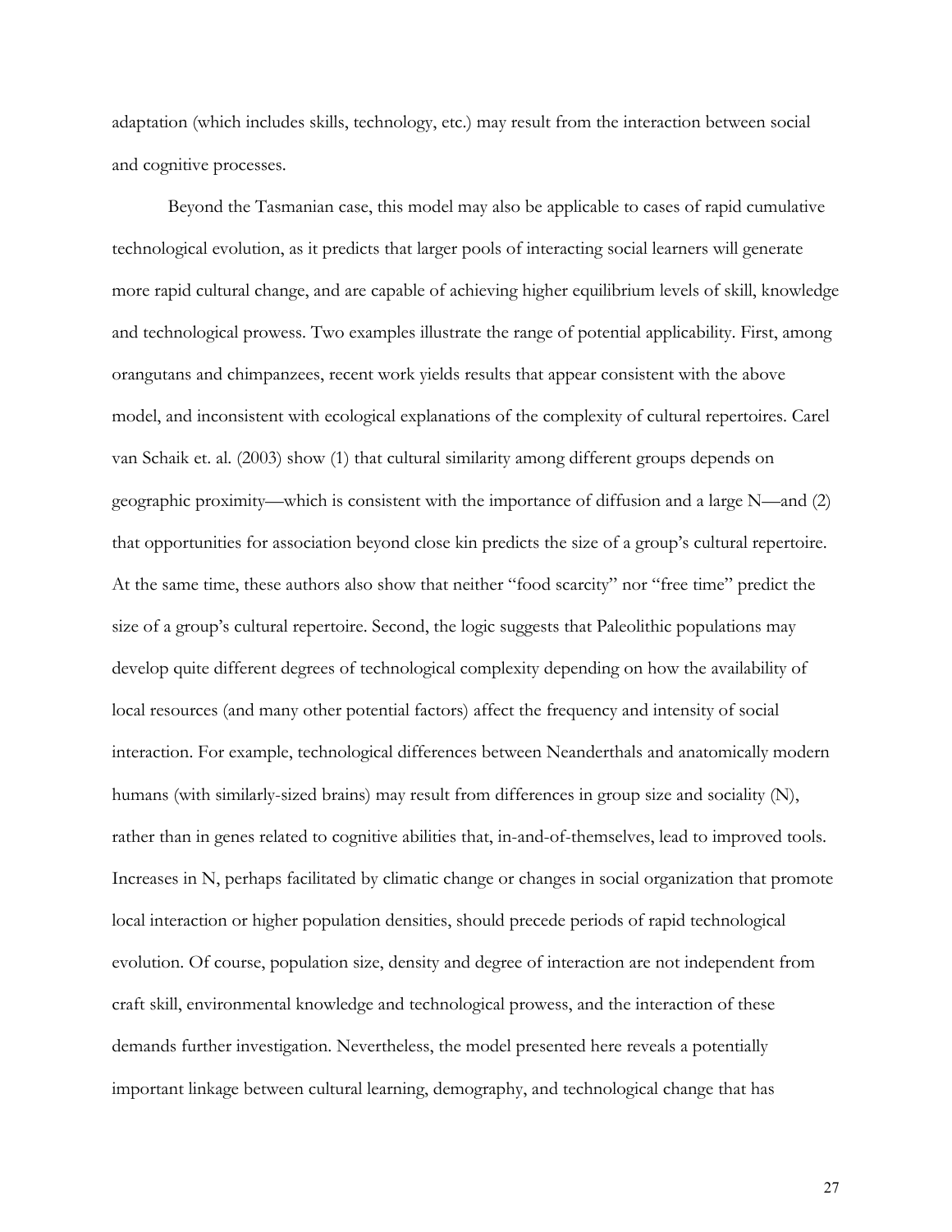adaptation (which includes skills, technology, etc.) may result from the interaction between social and cognitive processes.

Beyond the Tasmanian case, this model may also be applicable to cases of rapid cumulative technological evolution, as it predicts that larger pools of interacting social learners will generate more rapid cultural change, and are capable of achieving higher equilibrium levels of skill, knowledge and technological prowess. Two examples illustrate the range of potential applicability. First, among orangutans and chimpanzees, recent work yields results that appear consistent with the above model, and inconsistent with ecological explanations of the complexity of cultural repertoires. Carel van Schaik et. al. (2003) show (1) that cultural similarity among different groups depends on geographic proximity—which is consistent with the importance of diffusion and a large N—and (2) that opportunities for association beyond close kin predicts the size of a group's cultural repertoire. At the same time, these authors also show that neither "food scarcity" nor "free time" predict the size of a group's cultural repertoire. Second, the logic suggests that Paleolithic populations may develop quite different degrees of technological complexity depending on how the availability of local resources (and many other potential factors) affect the frequency and intensity of social interaction. For example, technological differences between Neanderthals and anatomically modern humans (with similarly-sized brains) may result from differences in group size and sociality (N), rather than in genes related to cognitive abilities that, in-and-of-themselves, lead to improved tools. Increases in N, perhaps facilitated by climatic change or changes in social organization that promote local interaction or higher population densities, should precede periods of rapid technological evolution. Of course, population size, density and degree of interaction are not independent from craft skill, environmental knowledge and technological prowess, and the interaction of these demands further investigation. Nevertheless, the model presented here reveals a potentially important linkage between cultural learning, demography, and technological change that has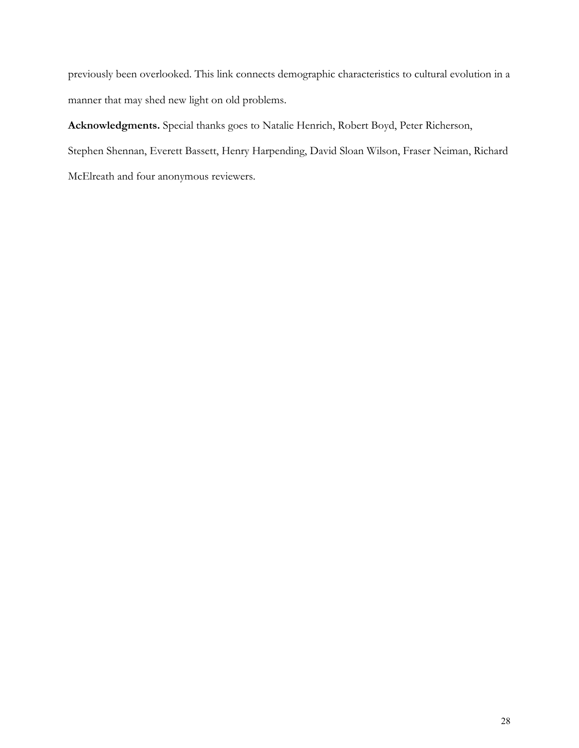previously been overlooked. This link connects demographic characteristics to cultural evolution in a manner that may shed new light on old problems.

**Acknowledgments.** Special thanks goes to Natalie Henrich, Robert Boyd, Peter Richerson, Stephen Shennan, Everett Bassett, Henry Harpending, David Sloan Wilson, Fraser Neiman, Richard McElreath and four anonymous reviewers.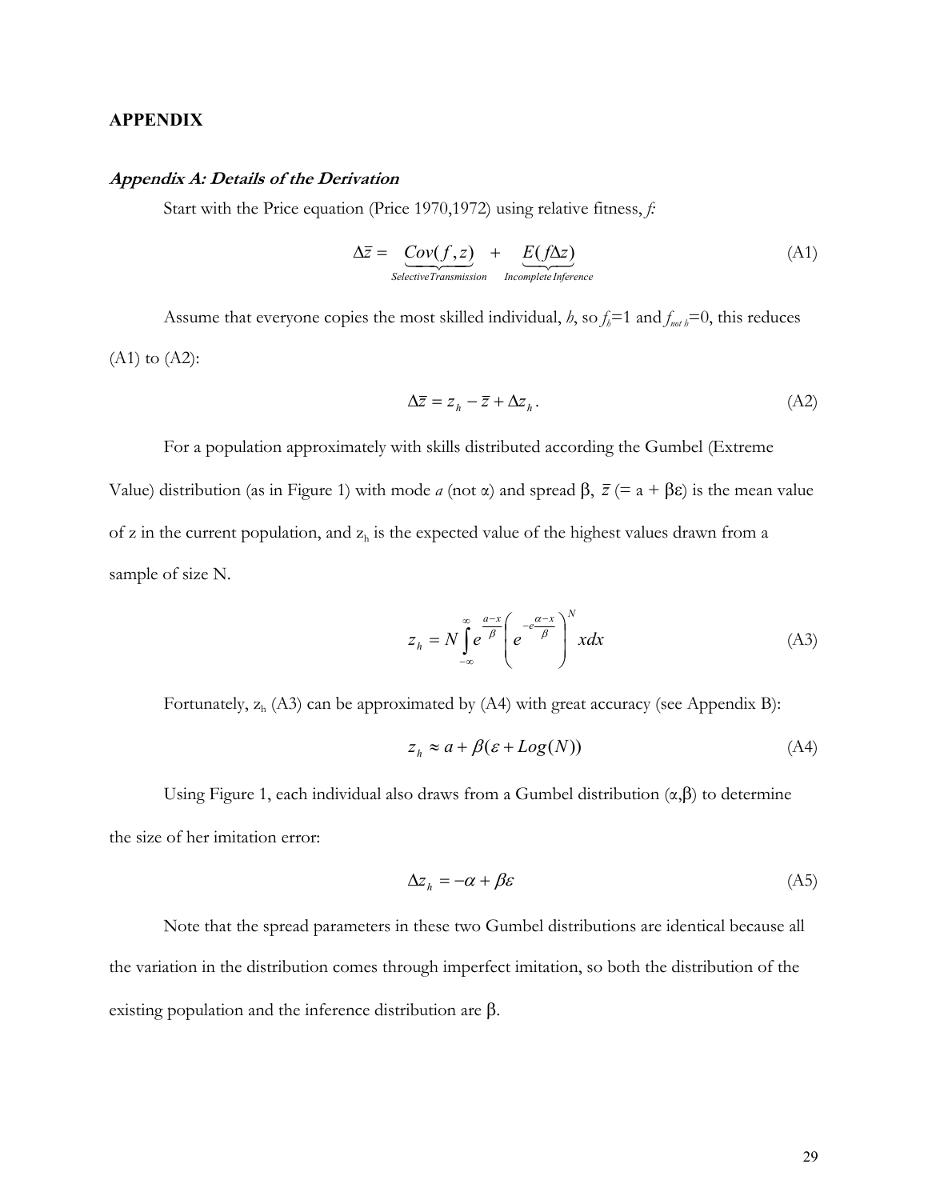## APPENDIX

### *Appendix A: Details of the Derivation*

Start with the Price equation (Price 1970,1972) using relative fitness, *f*:

$$\Delta\bar{z} = \underbrace{Cov(f,z)}_{Selective\,Transmission} + \underbrace{E(f\Delta z)}_{Incomplete\,Inference} \tag{A1}$$

Assume that everyone copies the most skilled individual, *h*, so $f_h$=1 and $f_{not\ h}$=0, this reduces (A1) to (A2):

$$\Delta\bar{z} = z_h - \bar{z} + \Delta z_h. \tag{A2}$$

For a population approximately with skills distributed according the Gumbel (Extreme Value) distribution (as in Figure 1) with mode *a* (not α) and spread β, $\bar{z}$ (= a + βε) is the mean value of z in the current population, and $z_h$ is the expected value of the highest values drawn from a sample of size N.

$$z_h = N\int_{-\infty}^{\infty} e^{\frac{a-x}{\beta}}\left(e^{-e^{\frac{\alpha-x}{\beta}}}\right)^N x\,dx \tag{A3}$$

Fortunately, $z_h$ (A3) can be approximated by (A4) with great accuracy (see Appendix B):

$$z_h \approx a + \beta(\varepsilon + Log(N)) \tag{A4}$$

Using Figure 1, each individual also draws from a Gumbel distribution (α,β) to determine the size of her imitation error:

$$\Delta z_h = -\alpha + \beta\varepsilon \tag{A5}$$

Note that the spread parameters in these two Gumbel distributions are identical because all the variation in the distribution comes through imperfect imitation, so both the distribution of the existing population and the inference distribution are β.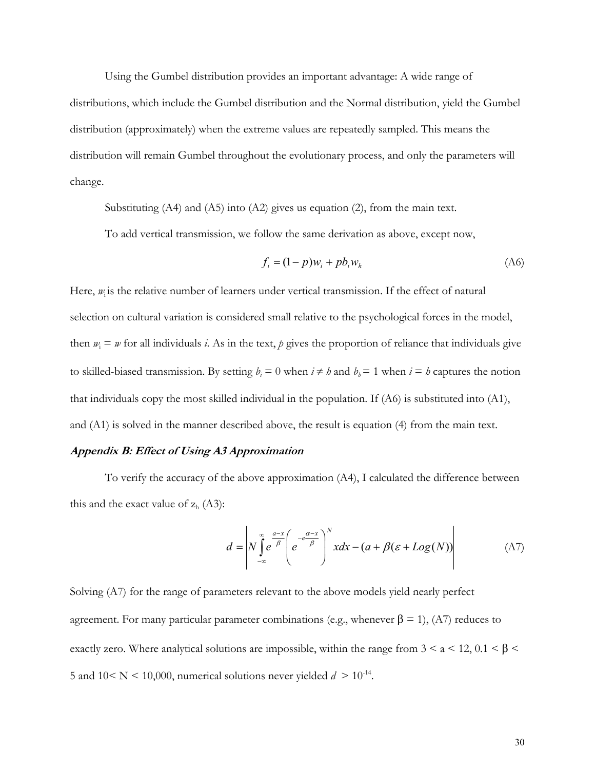Using the Gumbel distribution provides an important advantage: A wide range of distributions, which include the Gumbel distribution and the Normal distribution, yield the Gumbel distribution (approximately) when the extreme values are repeatedly sampled. This means the distribution will remain Gumbel throughout the evolutionary process, and only the parameters will change.

Substituting (A4) and (A5) into (A2) gives us equation (2), from the main text.

To add vertical transmission, we follow the same derivation as above, except now,

$$f_i = (1-p)w_i + pb_i w_h \tag{A6}$$

Here, $w_i$ is the relative number of learners under vertical transmission. If the effect of natural selection on cultural variation is considered small relative to the psychological forces in the model, then $w_i = w$ for all individuals $i$. As in the text, $p$ gives the proportion of reliance that individuals give to skilled-biased transmission. By setting $b_i = 0$ when $i \neq h$ and $b_h = 1$ when $i = h$ captures the notion that individuals copy the most skilled individual in the population. If (A6) is substituted into (A1), and (A1) is solved in the manner described above, the result is equation (4) from the main text.

### ***Appendix B: Effect of Using A3 Approximation***

To verify the accuracy of the above approximation (A4), I calculated the difference between this and the exact value of $z_h$ (A3):

$$d = \left| N \int_{-\infty}^{\infty} e^{\frac{a-x}{\beta}} \left( e^{-e^{\frac{\alpha - x}{\beta}}} \right)^{N} x dx - (a + \beta(\varepsilon + Log(N)) \right| \tag{A7}$$

Solving (A7) for the range of parameters relevant to the above models yield nearly perfect agreement. For many particular parameter combinations (e.g., whenever $\beta = 1$), (A7) reduces to exactly zero. Where analytical solutions are impossible, within the range from $3 < a < 12$, $0.1 < \beta < 5$ and $10 < N < 10{,}000$, numerical solutions never yielded $d > 10^{-14}$.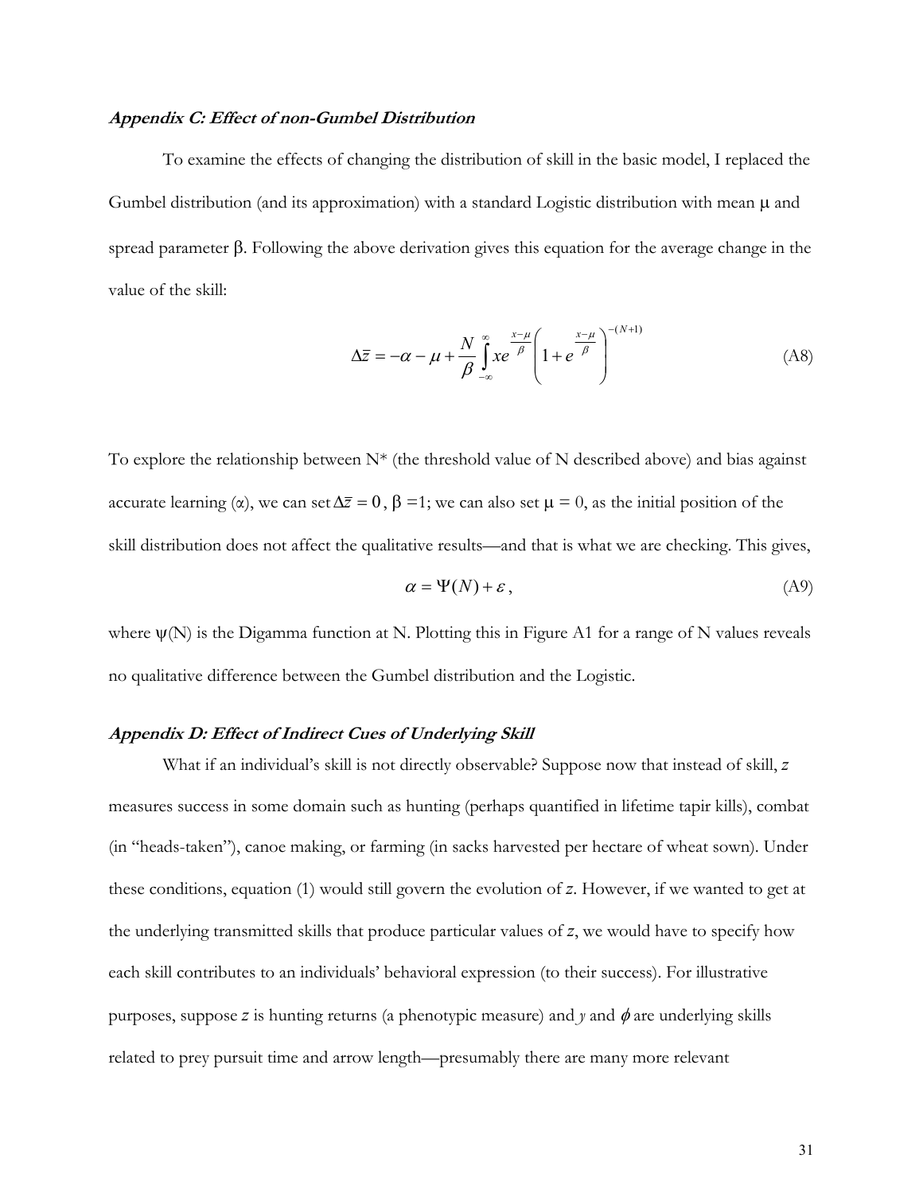#### *Appendix C: Effect of non-Gumbel Distribution*

To examine the effects of changing the distribution of skill in the basic model, I replaced the Gumbel distribution (and its approximation) with a standard Logistic distribution with mean μ and spread parameter β. Following the above derivation gives this equation for the average change in the value of the skill:

$$\Delta\bar{z} = -\alpha - \mu + \frac{N}{\beta}\int_{-\infty}^{\infty} x e^{\frac{x-\mu}{\beta}} \left(1 + e^{\frac{x-\mu}{\beta}}\right)^{-(N+1)} \tag{A8}$$

To explore the relationship between N* (the threshold value of N described above) and bias against accurate learning (α), we can set $\Delta\bar{z} = 0$, β =1; we can also set μ = 0, as the initial position of the skill distribution does not affect the qualitative results—and that is what we are checking. This gives,

$$\alpha = \Psi(N) + \varepsilon\,, \tag{A9}$$

where ψ(N) is the Digamma function at N. Plotting this in Figure A1 for a range of N values reveals no qualitative difference between the Gumbel distribution and the Logistic.

#### *Appendix D: Effect of Indirect Cues of Underlying Skill*

What if an individual's skill is not directly observable? Suppose now that instead of skill, *z* measures success in some domain such as hunting (perhaps quantified in lifetime tapir kills), combat (in "heads-taken"), canoe making, or farming (in sacks harvested per hectare of wheat sown). Under these conditions, equation (1) would still govern the evolution of *z*. However, if we wanted to get at the underlying transmitted skills that produce particular values of *z*, we would have to specify how each skill contributes to an individuals' behavioral expression (to their success). For illustrative purposes, suppose *z* is hunting returns (a phenotypic measure) and *y* and $\phi$ are underlying skills related to prey pursuit time and arrow length—presumably there are many more relevant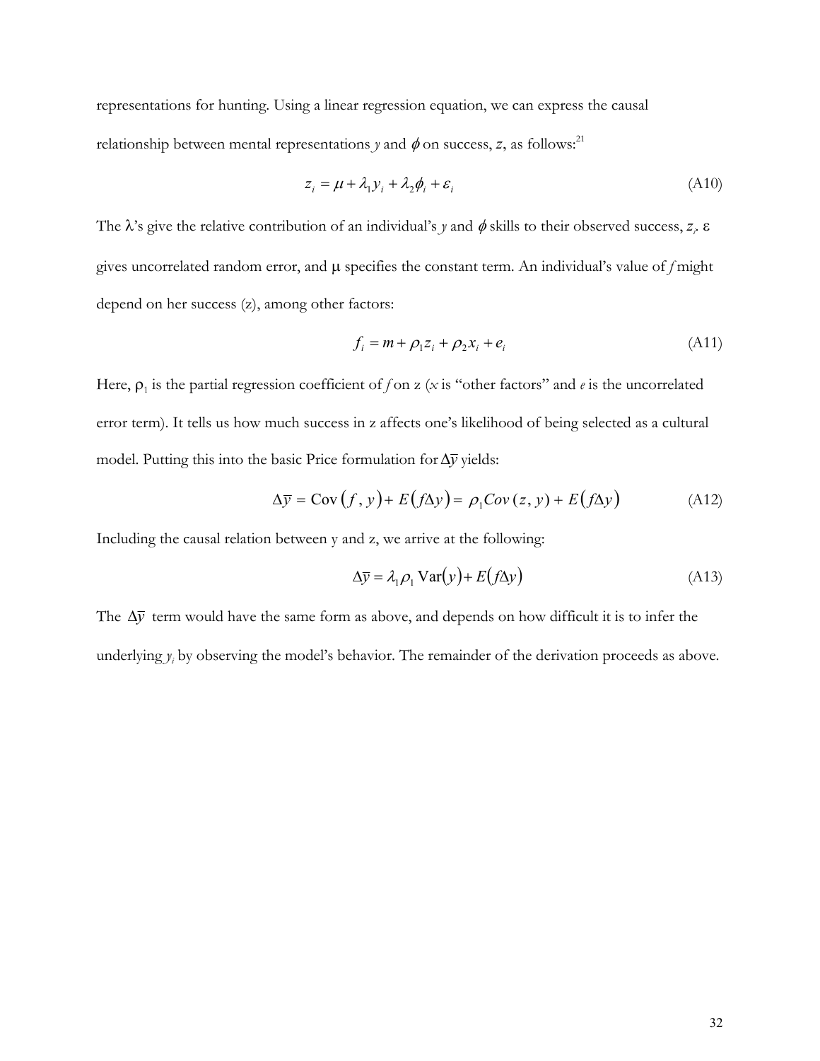representations for hunting. Using a linear regression equation, we can express the causal relationship between mental representations $y$ and $\phi$ on success, $z$, as follows:[21]

$$z_i = \mu + \lambda_1 y_i + \lambda_2 \phi_i + \varepsilon_i \tag{A10}$$

The $\lambda$'s give the relative contribution of an individual's $y$ and $\phi$ skills to their observed success, $z_i$. $\varepsilon$ gives uncorrelated random error, and $\mu$ specifies the constant term. An individual's value of $f$ might depend on her success (z), among other factors:

$$f_i = m + \rho_1 z_i + \rho_2 x_i + e_i \tag{A11}$$

Here, $\rho_1$ is the partial regression coefficient of $f$ on z ($x$ is "other factors" and $e$ is the uncorrelated error term). It tells us how much success in z affects one's likelihood of being selected as a cultural model. Putting this into the basic Price formulation for $\Delta\bar{y}$ yields:

$$\Delta\bar{y} = \text{Cov}\left(f, y\right) + E\left(f\Delta y\right) = \rho_1 Cov\left(z, y\right) + E\left(f\Delta y\right) \tag{A12}$$

Including the causal relation between y and z, we arrive at the following:

$$\Delta\bar{y} = \lambda_1 \rho_1 \text{Var}(y) + E(f\Delta y) \tag{A13}$$

The $\Delta\bar{y}$ term would have the same form as above, and depends on how difficult it is to infer the underlying $y_i$ by observing the model's behavior. The remainder of the derivation proceeds as above.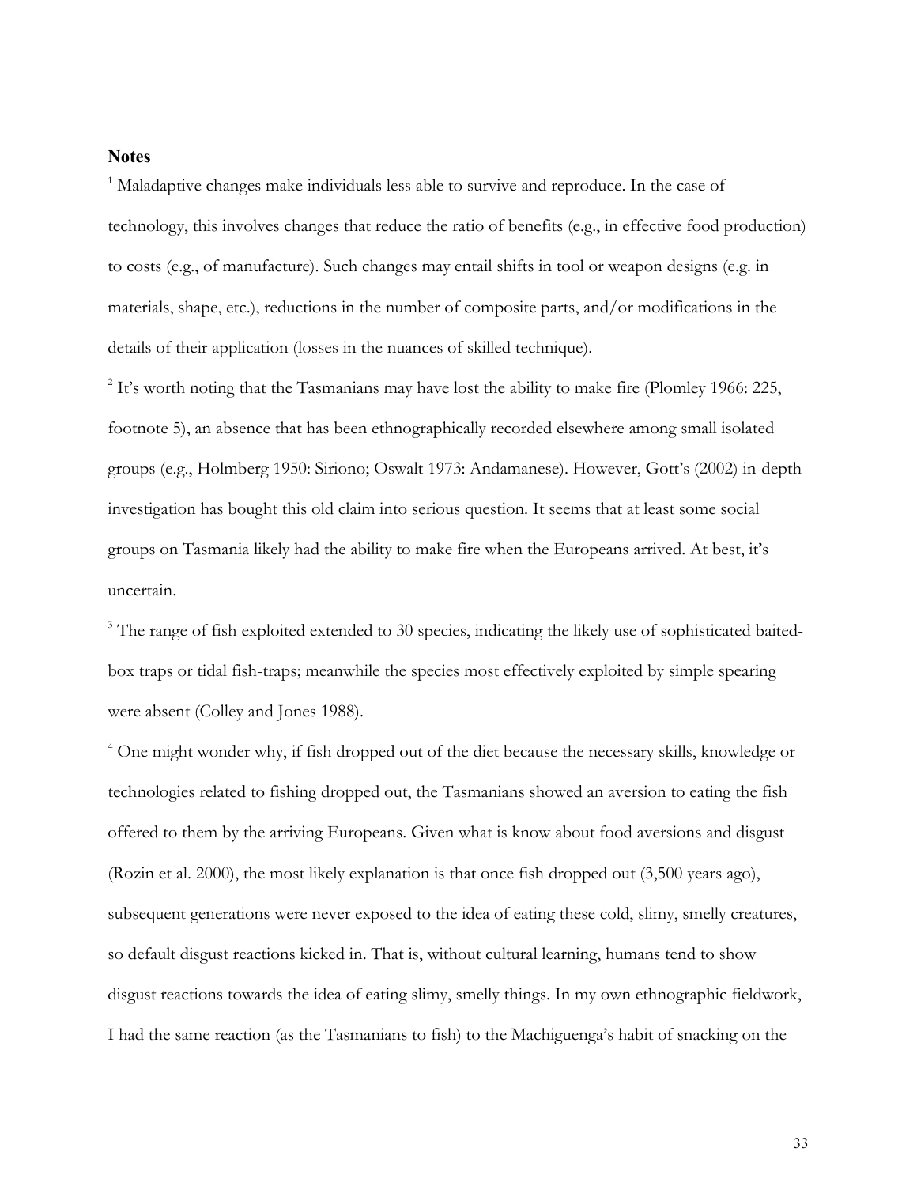## Notes

[1] Maladaptive changes make individuals less able to survive and reproduce. In the case of technology, this involves changes that reduce the ratio of benefits (e.g., in effective food production) to costs (e.g., of manufacture). Such changes may entail shifts in tool or weapon designs (e.g. in materials, shape, etc.), reductions in the number of composite parts, and/or modifications in the details of their application (losses in the nuances of skilled technique).

[2] It's worth noting that the Tasmanians may have lost the ability to make fire (Plomley 1966: 225, footnote 5), an absence that has been ethnographically recorded elsewhere among small isolated groups (e.g., Holmberg 1950: Siriono; Oswalt 1973: Andamanese). However, Gott's (2002) in-depth investigation has bought this old claim into serious question. It seems that at least some social groups on Tasmania likely had the ability to make fire when the Europeans arrived. At best, it's uncertain.

[3] The range of fish exploited extended to 30 species, indicating the likely use of sophisticated baited-box traps or tidal fish-traps; meanwhile the species most effectively exploited by simple spearing were absent (Colley and Jones 1988).

[4] One might wonder why, if fish dropped out of the diet because the necessary skills, knowledge or technologies related to fishing dropped out, the Tasmanians showed an aversion to eating the fish offered to them by the arriving Europeans. Given what is know about food aversions and disgust (Rozin et al. 2000), the most likely explanation is that once fish dropped out (3,500 years ago), subsequent generations were never exposed to the idea of eating these cold, slimy, smelly creatures, so default disgust reactions kicked in. That is, without cultural learning, humans tend to show disgust reactions towards the idea of eating slimy, smelly things. In my own ethnographic fieldwork, I had the same reaction (as the Tasmanians to fish) to the Machiguenga's habit of snacking on the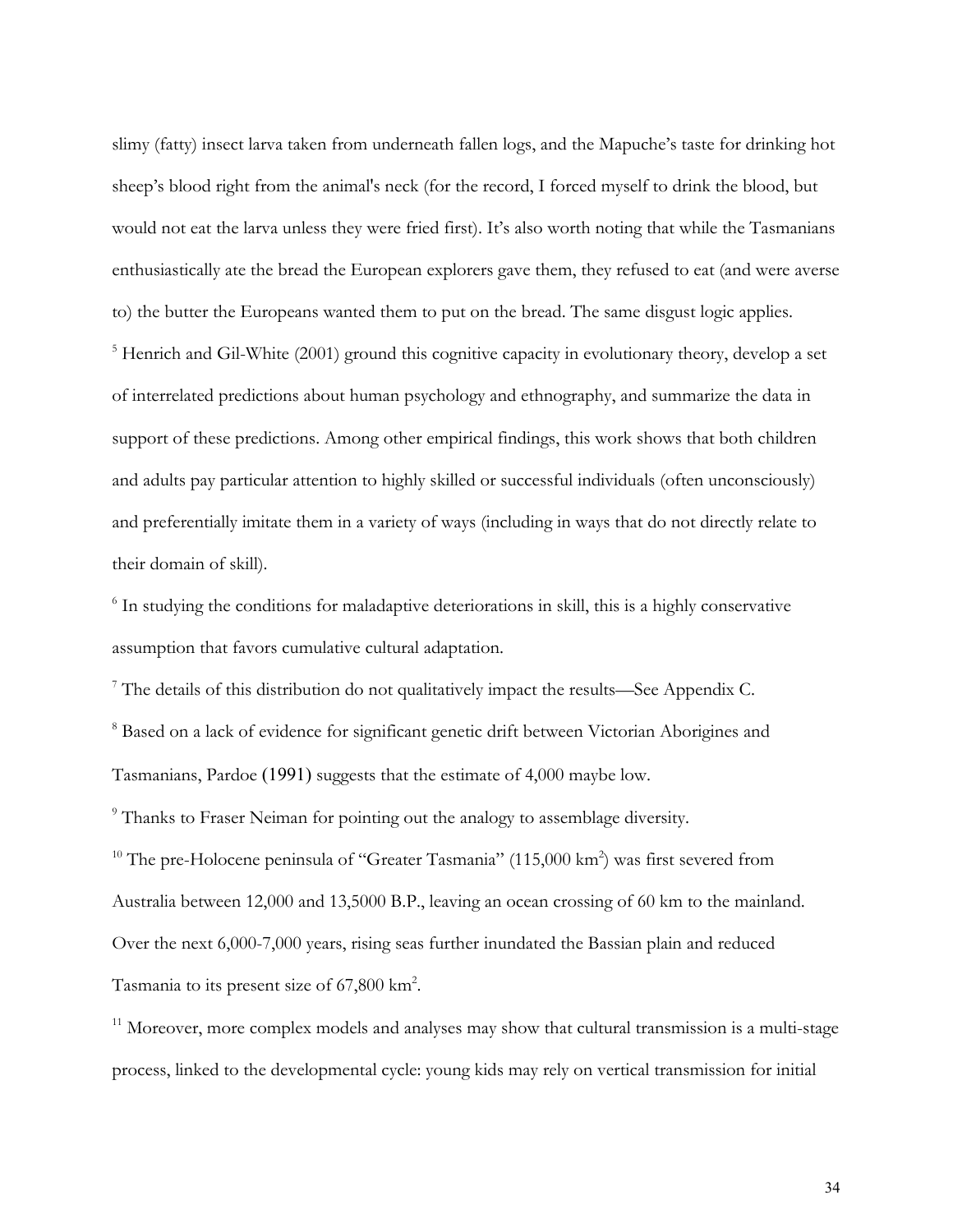slimy (fatty) insect larva taken from underneath fallen logs, and the Mapuche's taste for drinking hot sheep's blood right from the animal's neck (for the record, I forced myself to drink the blood, but would not eat the larva unless they were fried first). It's also worth noting that while the Tasmanians enthusiastically ate the bread the European explorers gave them, they refused to eat (and were averse to) the butter the Europeans wanted them to put on the bread. The same disgust logic applies.

[5] Henrich and Gil-White (2001) ground this cognitive capacity in evolutionary theory, develop a set of interrelated predictions about human psychology and ethnography, and summarize the data in support of these predictions. Among other empirical findings, this work shows that both children and adults pay particular attention to highly skilled or successful individuals (often unconsciously) and preferentially imitate them in a variety of ways (including in ways that do not directly relate to their domain of skill).

[6] In studying the conditions for maladaptive deteriorations in skill, this is a highly conservative assumption that favors cumulative cultural adaptation.

[7] The details of this distribution do not qualitatively impact the results—See Appendix C.

[8] Based on a lack of evidence for significant genetic drift between Victorian Aborigines and Tasmanians, Pardoe (1991) suggests that the estimate of 4,000 maybe low.

[9] Thanks to Fraser Neiman for pointing out the analogy to assemblage diversity.

[10] The pre-Holocene peninsula of "Greater Tasmania" (115,000 km$^2$) was first severed from Australia between 12,000 and 13,5000 B.P., leaving an ocean crossing of 60 km to the mainland. Over the next 6,000-7,000 years, rising seas further inundated the Bassian plain and reduced Tasmania to its present size of 67,800 km$^2$.

[11] Moreover, more complex models and analyses may show that cultural transmission is a multi-stage process, linked to the developmental cycle: young kids may rely on vertical transmission for initial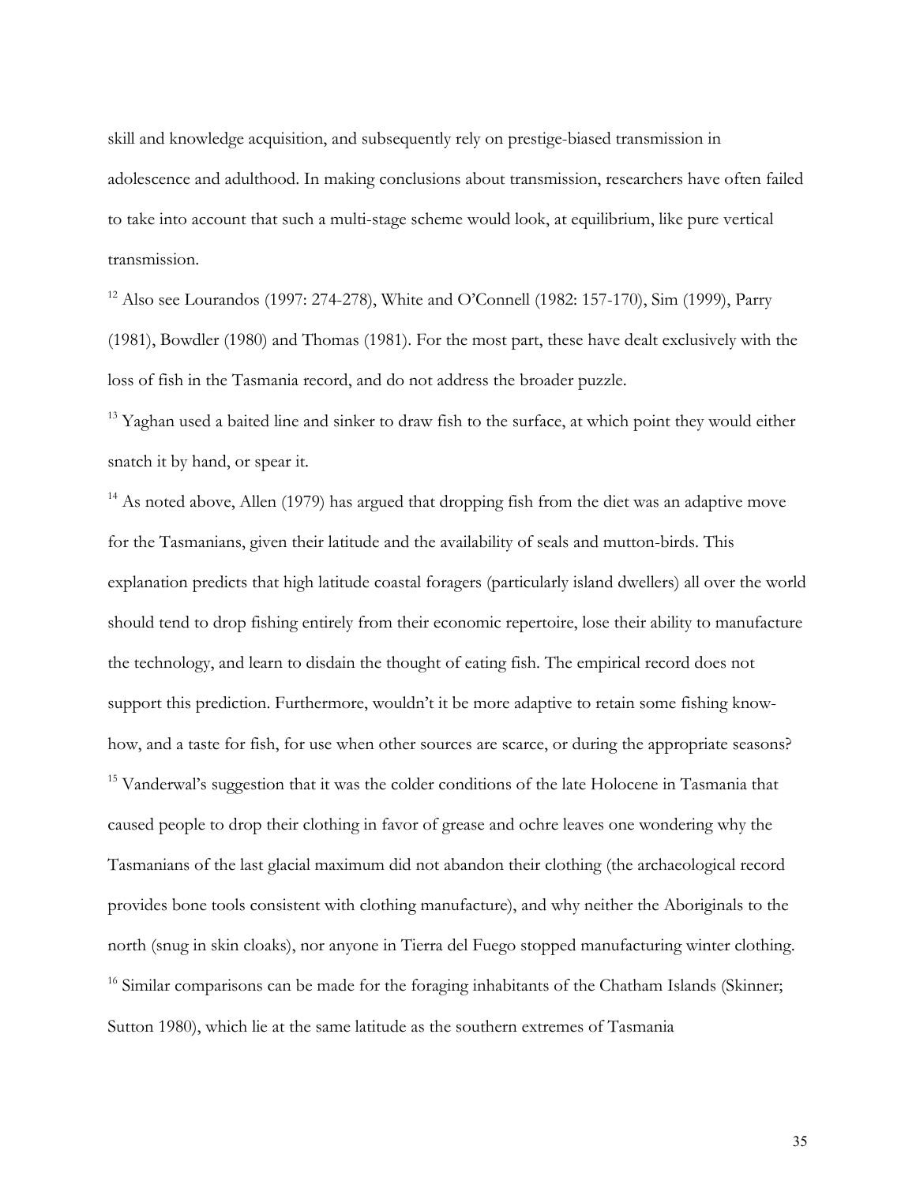skill and knowledge acquisition, and subsequently rely on prestige-biased transmission in adolescence and adulthood. In making conclusions about transmission, researchers have often failed to take into account that such a multi-stage scheme would look, at equilibrium, like pure vertical transmission.

[12] Also see Lourandos (1997: 274-278), White and O'Connell (1982: 157-170), Sim (1999), Parry (1981), Bowdler (1980) and Thomas (1981). For the most part, these have dealt exclusively with the loss of fish in the Tasmania record, and do not address the broader puzzle.

[13] Yaghan used a baited line and sinker to draw fish to the surface, at which point they would either snatch it by hand, or spear it.

[14] As noted above, Allen (1979) has argued that dropping fish from the diet was an adaptive move for the Tasmanians, given their latitude and the availability of seals and mutton-birds. This explanation predicts that high latitude coastal foragers (particularly island dwellers) all over the world should tend to drop fishing entirely from their economic repertoire, lose their ability to manufacture the technology, and learn to disdain the thought of eating fish. The empirical record does not support this prediction. Furthermore, wouldn't it be more adaptive to retain some fishing know-how, and a taste for fish, for use when other sources are scarce, or during the appropriate seasons?

[15] Vanderwal's suggestion that it was the colder conditions of the late Holocene in Tasmania that caused people to drop their clothing in favor of grease and ochre leaves one wondering why the Tasmanians of the last glacial maximum did not abandon their clothing (the archaeological record provides bone tools consistent with clothing manufacture), and why neither the Aboriginals to the north (snug in skin cloaks), nor anyone in Tierra del Fuego stopped manufacturing winter clothing.

[16] Similar comparisons can be made for the foraging inhabitants of the Chatham Islands (Skinner; Sutton 1980), which lie at the same latitude as the southern extremes of Tasmania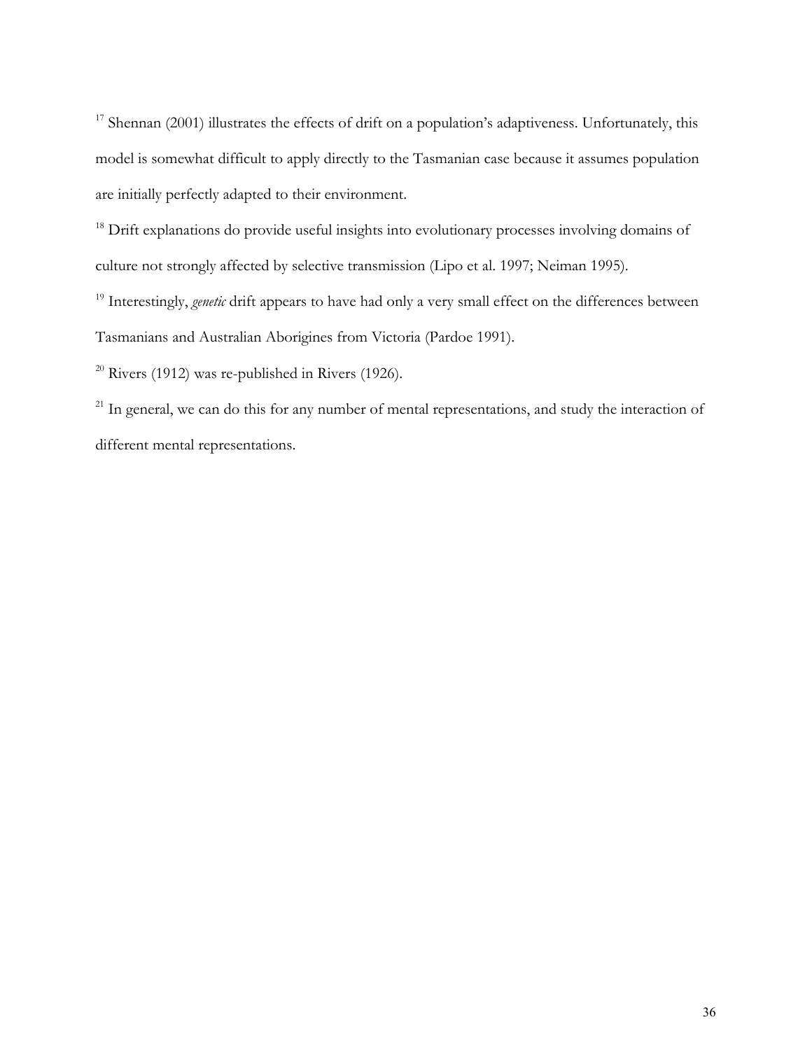[17] Shennan (2001) illustrates the effects of drift on a population's adaptiveness. Unfortunately, this model is somewhat difficult to apply directly to the Tasmanian case because it assumes population are initially perfectly adapted to their environment.

[18] Drift explanations do provide useful insights into evolutionary processes involving domains of culture not strongly affected by selective transmission (Lipo et al. 1997; Neiman 1995).

[19] Interestingly, *genetic* drift appears to have had only a very small effect on the differences between Tasmanians and Australian Aborigines from Victoria (Pardoe 1991).

[20] Rivers (1912) was re-published in Rivers (1926).

[21] In general, we can do this for any number of mental representations, and study the interaction of different mental representations.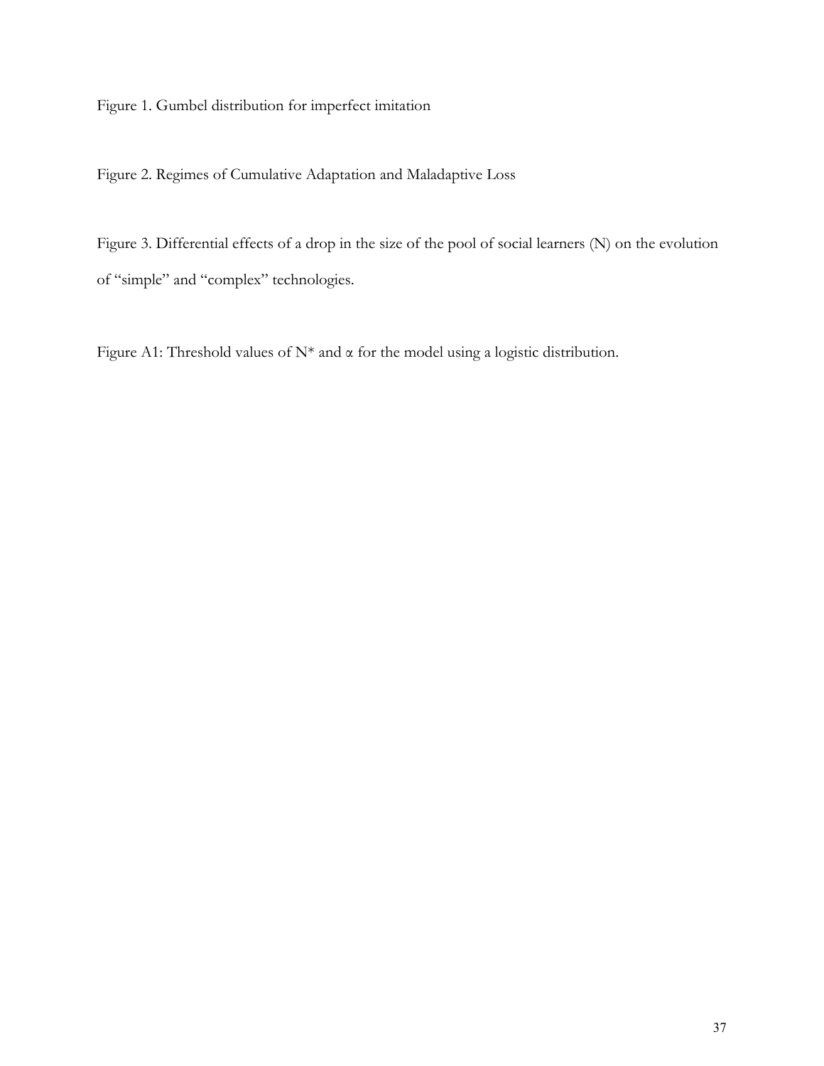Figure 1. Gumbel distribution for imperfect imitation

Figure 2. Regimes of Cumulative Adaptation and Maladaptive Loss

Figure 3. Differential effects of a drop in the size of the pool of social learners (N) on the evolution of "simple" and "complex" technologies.

Figure A1: Threshold values of $N^*$ and $\alpha$ for the model using a logistic distribution.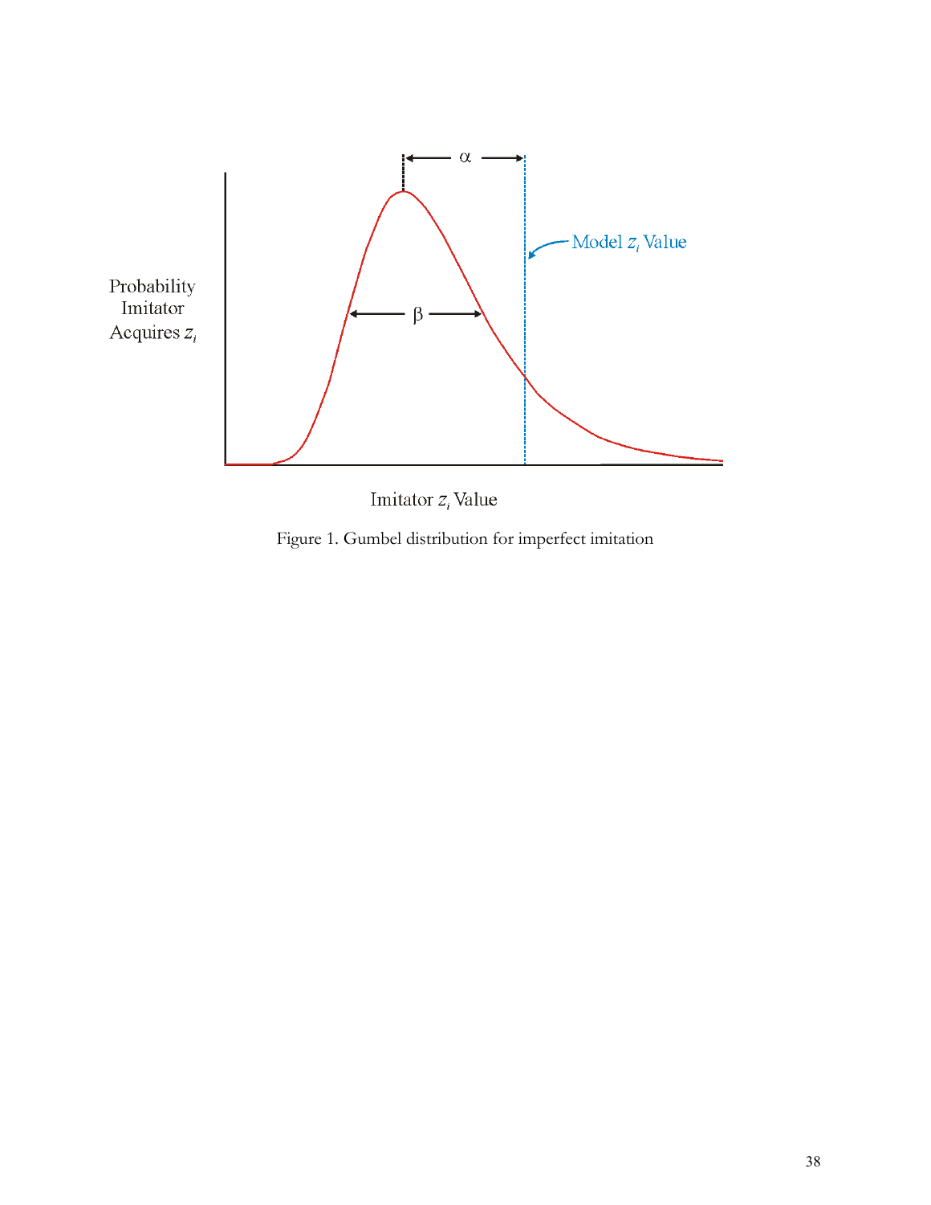Figure 1. Gumbel distribution for imperfect imitation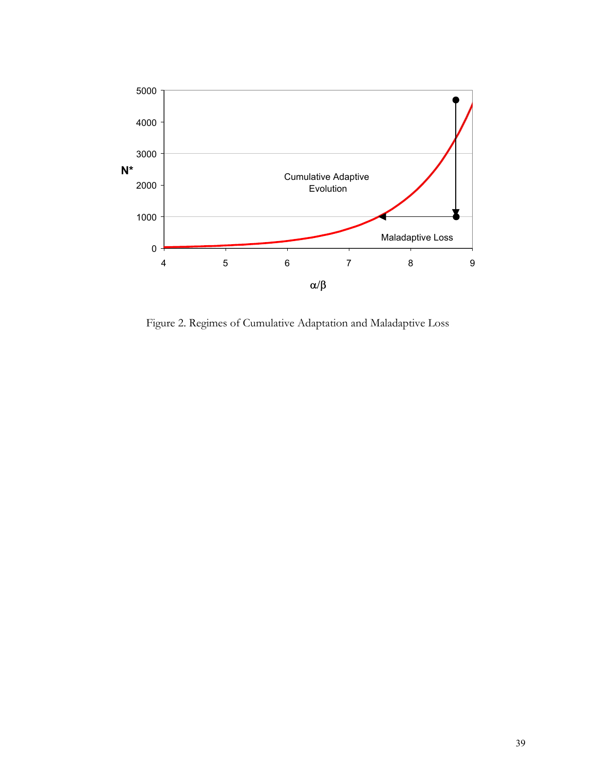Figure 2. Regimes of Cumulative Adaptation and Maladaptive Loss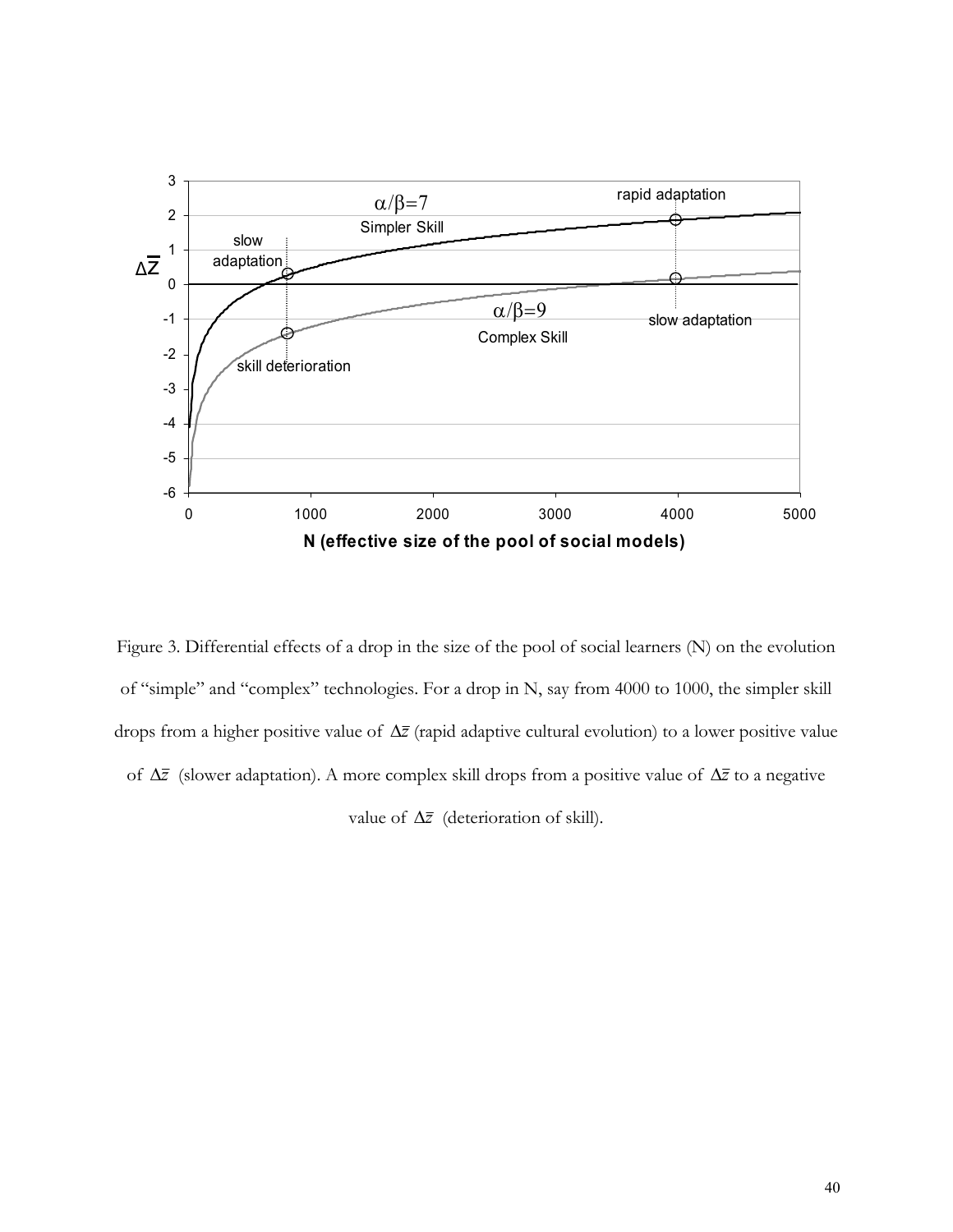Figure 3. Differential effects of a drop in the size of the pool of social learners (N) on the evolution of "simple" and "complex" technologies. For a drop in N, say from 4000 to 1000, the simpler skill drops from a higher positive value of $\Delta\bar{z}$ (rapid adaptive cultural evolution) to a lower positive value of $\Delta\bar{z}$ (slower adaptation). A more complex skill drops from a positive value of $\Delta\bar{z}$ to a negative value of $\Delta\bar{z}$ (deterioration of skill).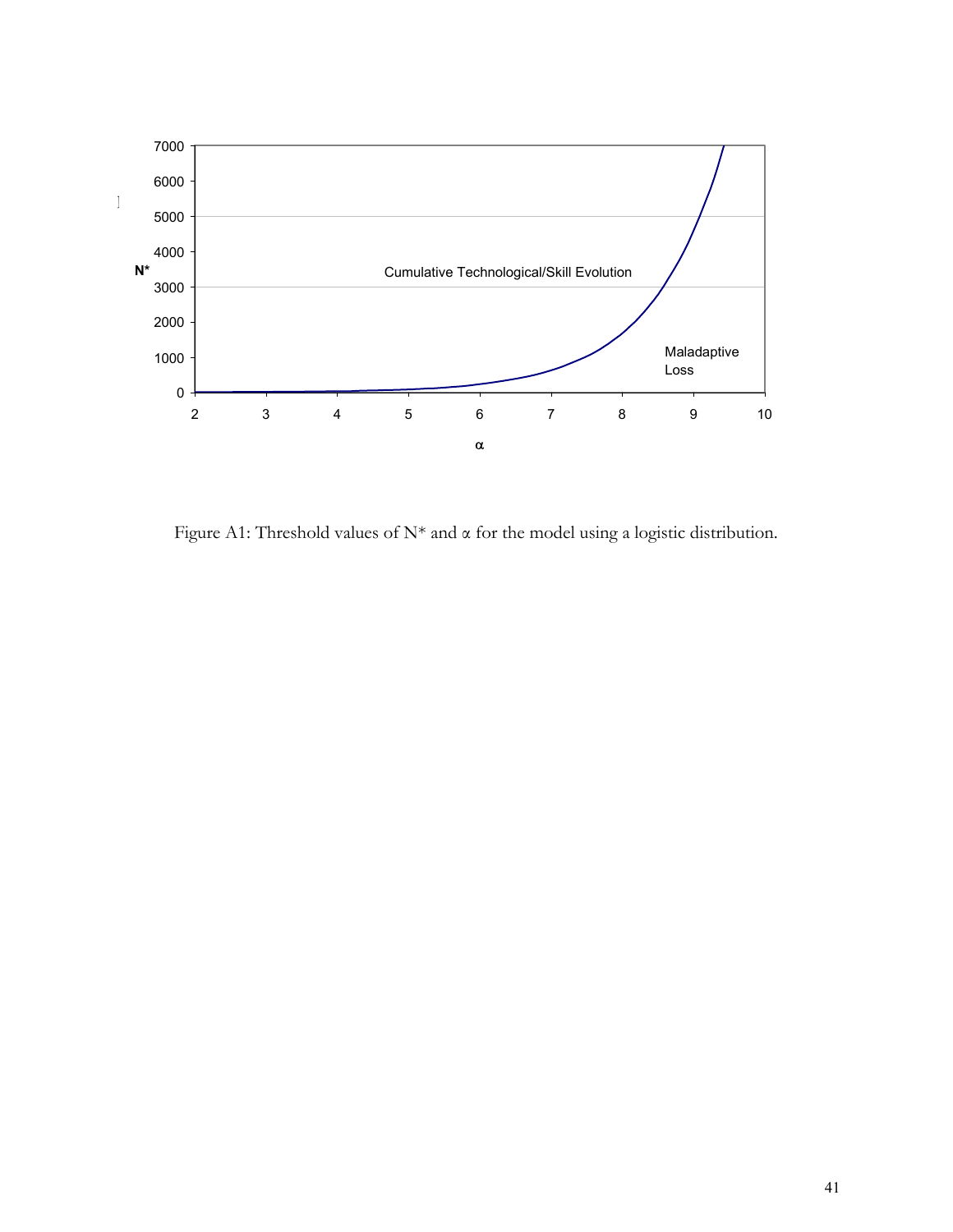Figure A1: Threshold values of N* and α for the model using a logistic distribution.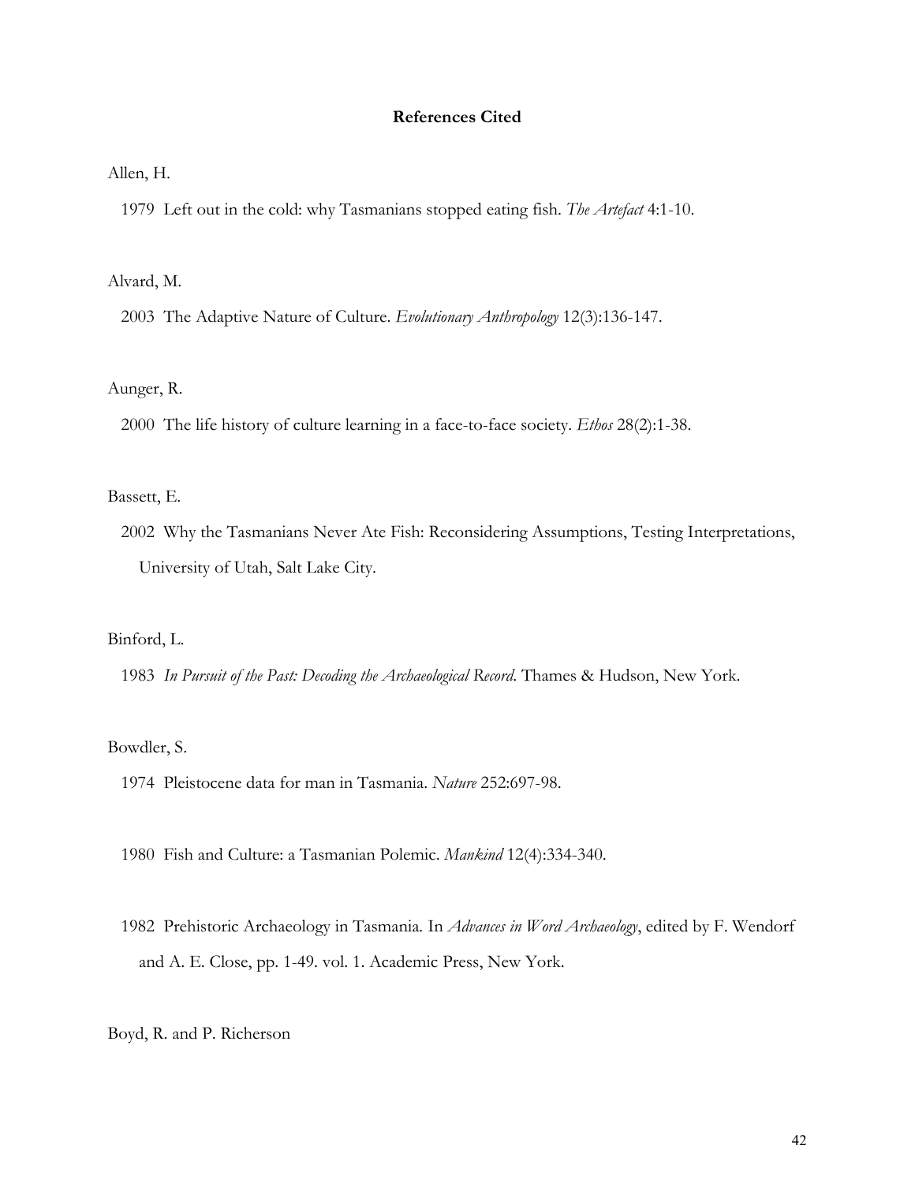## References Cited

Allen, H.

1979 Left out in the cold: why Tasmanians stopped eating fish. *The Artefact* 4:1-10.

Alvard, M.

2003 The Adaptive Nature of Culture. *Evolutionary Anthropology* 12(3):136-147.

Aunger, R.

2000 The life history of culture learning in a face-to-face society. *Ethos* 28(2):1-38.

Bassett, E.

2002 Why the Tasmanians Never Ate Fish: Reconsidering Assumptions, Testing Interpretations, University of Utah, Salt Lake City.

Binford, L.

1983 *In Pursuit of the Past: Decoding the Archaeological Record*. Thames & Hudson, New York.

Bowdler, S.

1974 Pleistocene data for man in Tasmania. *Nature* 252:697-98.

1980 Fish and Culture: a Tasmanian Polemic. *Mankind* 12(4):334-340.

1982 Prehistoric Archaeology in Tasmania. In *Advances in Word Archaeology*, edited by F. Wendorf and A. E. Close, pp. 1-49. vol. 1. Academic Press, New York.

Boyd, R. and P. Richerson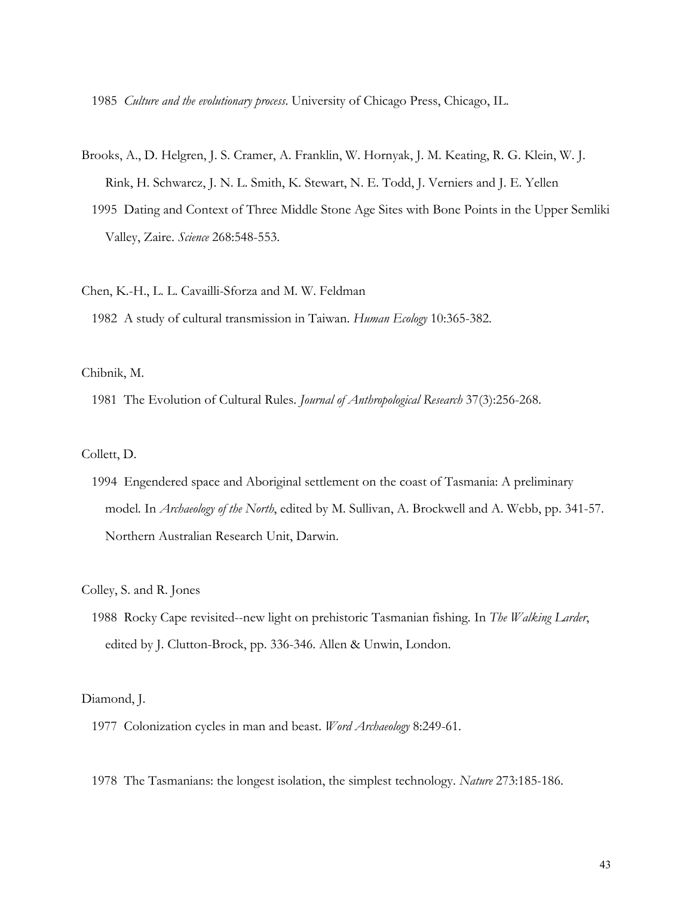1985 *Culture and the evolutionary process*. University of Chicago Press, Chicago, IL.

Brooks, A., D. Helgren, J. S. Cramer, A. Franklin, W. Hornyak, J. M. Keating, R. G. Klein, W. J. Rink, H. Schwarcz, J. N. L. Smith, K. Stewart, N. E. Todd, J. Verniers and J. E. Yellen

1995 Dating and Context of Three Middle Stone Age Sites with Bone Points in the Upper Semliki Valley, Zaire. *Science* 268:548-553.

Chen, K.-H., L. L. Cavailli-Sforza and M. W. Feldman

1982 A study of cultural transmission in Taiwan. *Human Ecology* 10:365-382.

Chibnik, M.

1981 The Evolution of Cultural Rules. *Journal of Anthropological Research* 37(3):256-268.

Collett, D.

1994 Engendered space and Aboriginal settlement on the coast of Tasmania: A preliminary model. In *Archaeology of the North*, edited by M. Sullivan, A. Brockwell and A. Webb, pp. 341-57. Northern Australian Research Unit, Darwin.

Colley, S. and R. Jones

1988 Rocky Cape revisited--new light on prehistoric Tasmanian fishing. In *The Walking Larder*, edited by J. Clutton-Brock, pp. 336-346. Allen & Unwin, London.

Diamond, J.

1977 Colonization cycles in man and beast. *Word Archaeology* 8:249-61.

1978 The Tasmanians: the longest isolation, the simplest technology. *Nature* 273:185-186.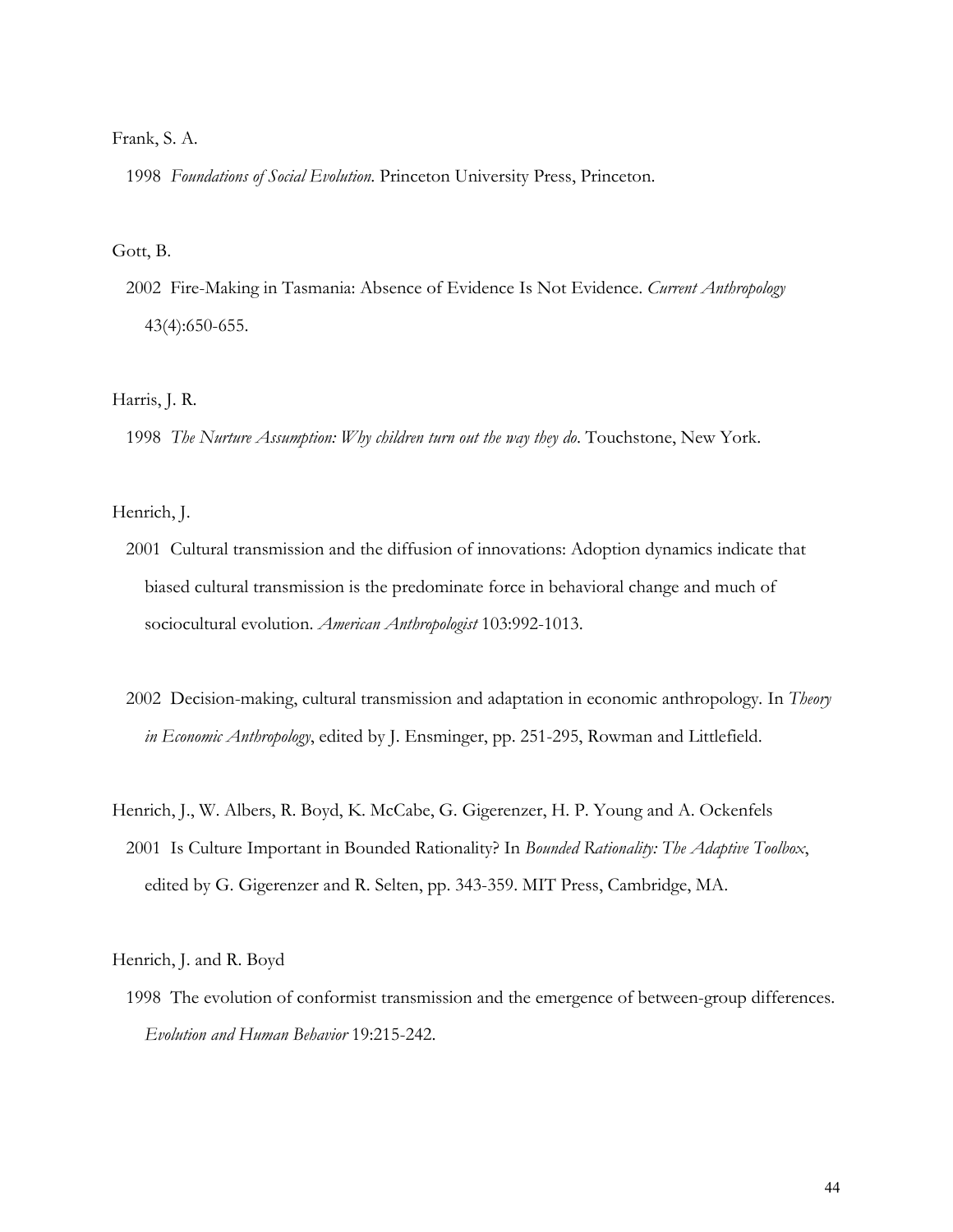Frank, S. A.

1998 *Foundations of Social Evolution*. Princeton University Press, Princeton.

Gott, B.

2002 Fire-Making in Tasmania: Absence of Evidence Is Not Evidence. *Current Anthropology* 43(4):650-655.

Harris, J. R.

1998 *The Nurture Assumption: Why children turn out the way they do*. Touchstone, New York.

Henrich, J.

2001 Cultural transmission and the diffusion of innovations: Adoption dynamics indicate that biased cultural transmission is the predominate force in behavioral change and much of sociocultural evolution. *American Anthropologist* 103:992-1013.

2002 Decision-making, cultural transmission and adaptation in economic anthropology. In *Theory in Economic Anthropology*, edited by J. Ensminger, pp. 251-295, Rowman and Littlefield.

Henrich, J., W. Albers, R. Boyd, K. McCabe, G. Gigerenzer, H. P. Young and A. Ockenfels

2001 Is Culture Important in Bounded Rationality? In *Bounded Rationality: The Adaptive Toolbox*, edited by G. Gigerenzer and R. Selten, pp. 343-359. MIT Press, Cambridge, MA.

Henrich, J. and R. Boyd

1998 The evolution of conformist transmission and the emergence of between-group differences. *Evolution and Human Behavior* 19:215-242.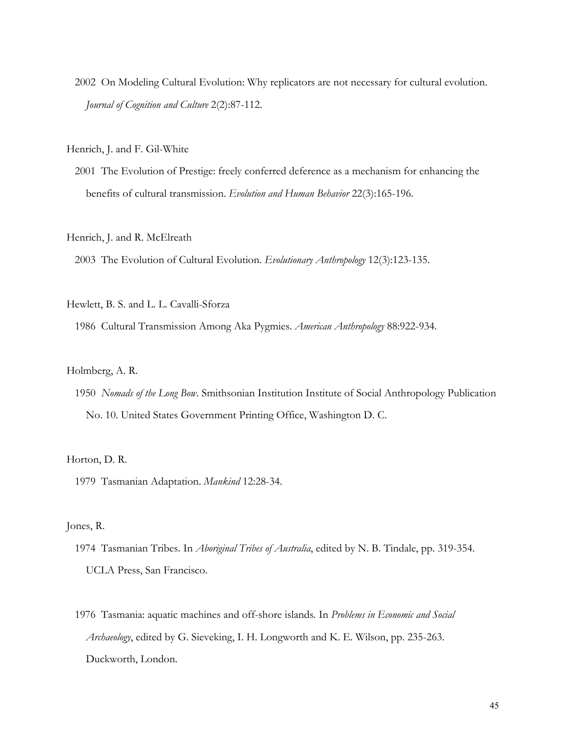2002 On Modeling Cultural Evolution: Why replicators are not necessary for cultural evolution. *Journal of Cognition and Culture* 2(2):87-112.

Henrich, J. and F. Gil-White

2001 The Evolution of Prestige: freely conferred deference as a mechanism for enhancing the benefits of cultural transmission. *Evolution and Human Behavior* 22(3):165-196.

Henrich, J. and R. McElreath

2003 The Evolution of Cultural Evolution. *Evolutionary Anthropology* 12(3):123-135.

Hewlett, B. S. and L. L. Cavalli-Sforza

1986 Cultural Transmission Among Aka Pygmies. *American Anthropology* 88:922-934.

Holmberg, A. R.

1950 *Nomads of the Long Bow*. Smithsonian Institution Institute of Social Anthropology Publication No. 10. United States Government Printing Office, Washington D. C.

Horton, D. R.

1979 Tasmanian Adaptation. *Mankind* 12:28-34.

Jones, R.

1974 Tasmanian Tribes. In *Aboriginal Tribes of Australia*, edited by N. B. Tindale, pp. 319-354. UCLA Press, San Francisco.

1976 Tasmania: aquatic machines and off-shore islands. In *Problems in Economic and Social Archaeology*, edited by G. Sieveking, I. H. Longworth and K. E. Wilson, pp. 235-263. Duckworth, London.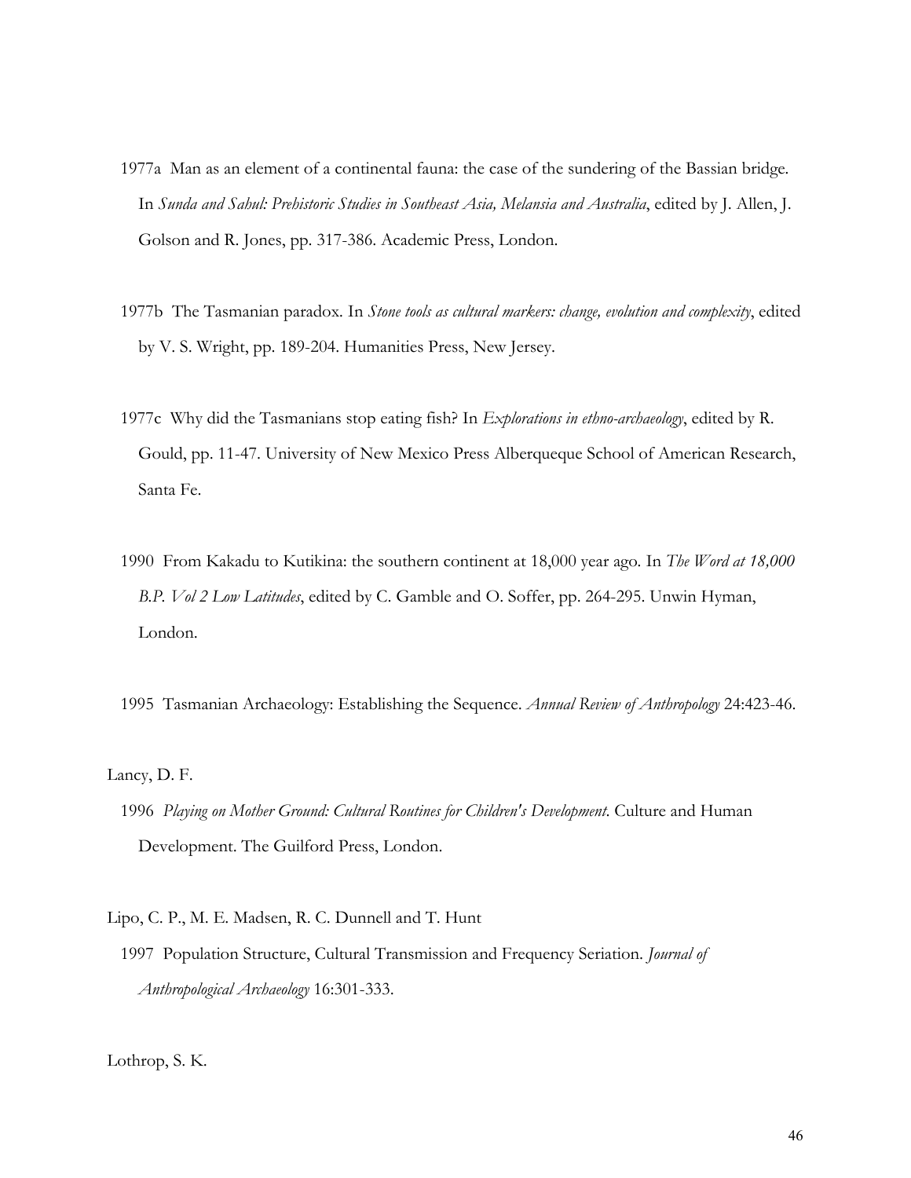1977a Man as an element of a continental fauna: the case of the sundering of the Bassian bridge. In *Sunda and Sahul: Prehistoric Studies in Southeast Asia, Melansia and Australia*, edited by J. Allen, J. Golson and R. Jones, pp. 317-386. Academic Press, London.

1977b The Tasmanian paradox. In *Stone tools as cultural markers: change, evolution and complexity*, edited by V. S. Wright, pp. 189-204. Humanities Press, New Jersey.

1977c Why did the Tasmanians stop eating fish? In *Explorations in ethno-archaeology*, edited by R. Gould, pp. 11-47. University of New Mexico Press Alberqueque School of American Research, Santa Fe.

1990 From Kakadu to Kutikina: the southern continent at 18,000 year ago. In *The Word at 18,000 B.P. Vol 2 Low Latitudes*, edited by C. Gamble and O. Soffer, pp. 264-295. Unwin Hyman, London.

1995 Tasmanian Archaeology: Establishing the Sequence. *Annual Review of Anthropology* 24:423-46.

Lancy, D. F.

1996 *Playing on Mother Ground: Cultural Routines for Children's Development*. Culture and Human Development. The Guilford Press, London.

Lipo, C. P., M. E. Madsen, R. C. Dunnell and T. Hunt

1997 Population Structure, Cultural Transmission and Frequency Seriation. *Journal of Anthropological Archaeology* 16:301-333.

Lothrop, S. K.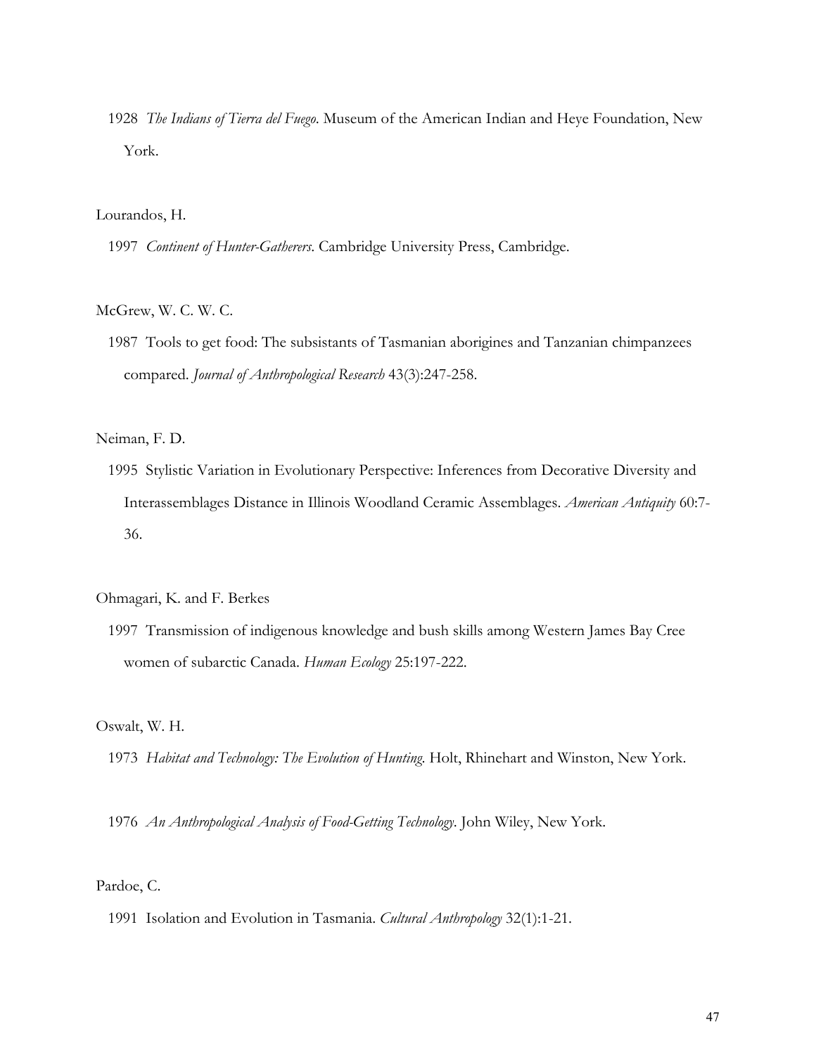1928 *The Indians of Tierra del Fuego*. Museum of the American Indian and Heye Foundation, New York.

Lourandos, H.

1997 *Continent of Hunter-Gatherers*. Cambridge University Press, Cambridge.

McGrew, W. C. W. C.

1987 Tools to get food: The subsistants of Tasmanian aborigines and Tanzanian chimpanzees compared. *Journal of Anthropological Research* 43(3):247-258.

Neiman, F. D.

1995 Stylistic Variation in Evolutionary Perspective: Inferences from Decorative Diversity and Interassemblages Distance in Illinois Woodland Ceramic Assemblages. *American Antiquity* 60:7-36.

Ohmagari, K. and F. Berkes

1997 Transmission of indigenous knowledge and bush skills among Western James Bay Cree women of subarctic Canada. *Human Ecology* 25:197-222.

Oswalt, W. H.

1973 *Habitat and Technology: The Evolution of Hunting*. Holt, Rhinehart and Winston, New York.

1976 *An Anthropological Analysis of Food-Getting Technology*. John Wiley, New York.

Pardoe, C.

1991 Isolation and Evolution in Tasmania. *Cultural Anthropology* 32(1):1-21.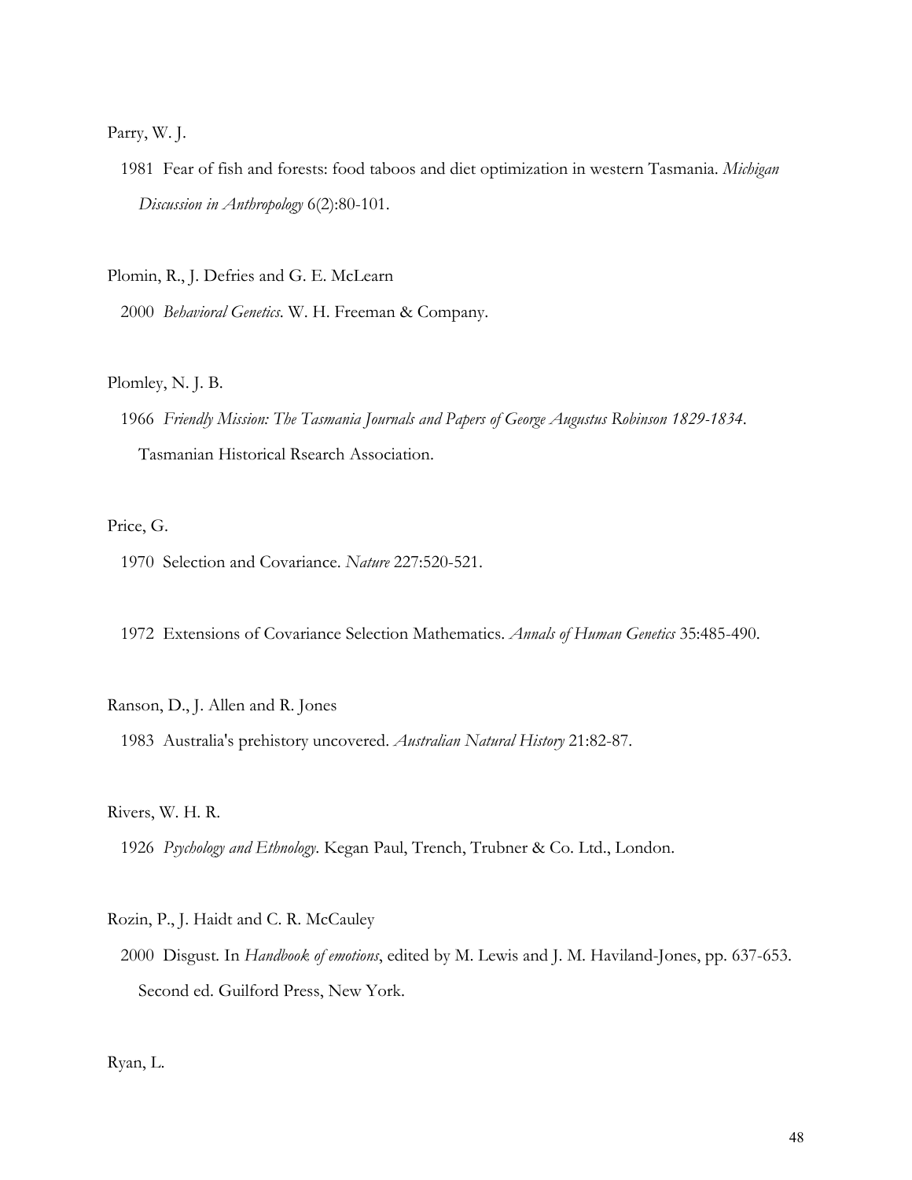Parry, W. J.

1981 Fear of fish and forests: food taboos and diet optimization in western Tasmania. *Michigan Discussion in Anthropology* 6(2):80-101.

Plomin, R., J. Defries and G. E. McLearn

2000 *Behavioral Genetics*. W. H. Freeman & Company.

Plomley, N. J. B.

1966 *Friendly Mission: The Tasmania Journals and Papers of George Augustus Robinson 1829-1834*. Tasmanian Historical Rsearch Association.

Price, G.

1970 Selection and Covariance. *Nature* 227:520-521.

1972 Extensions of Covariance Selection Mathematics. *Annals of Human Genetics* 35:485-490.

Ranson, D., J. Allen and R. Jones

1983 Australia's prehistory uncovered. *Australian Natural History* 21:82-87.

Rivers, W. H. R.

1926 *Psychology and Ethnology*. Kegan Paul, Trench, Trubner & Co. Ltd., London.

Rozin, P., J. Haidt and C. R. McCauley

2000 Disgust. In *Handbook of emotions*, edited by M. Lewis and J. M. Haviland-Jones, pp. 637-653. Second ed. Guilford Press, New York.

Ryan, L.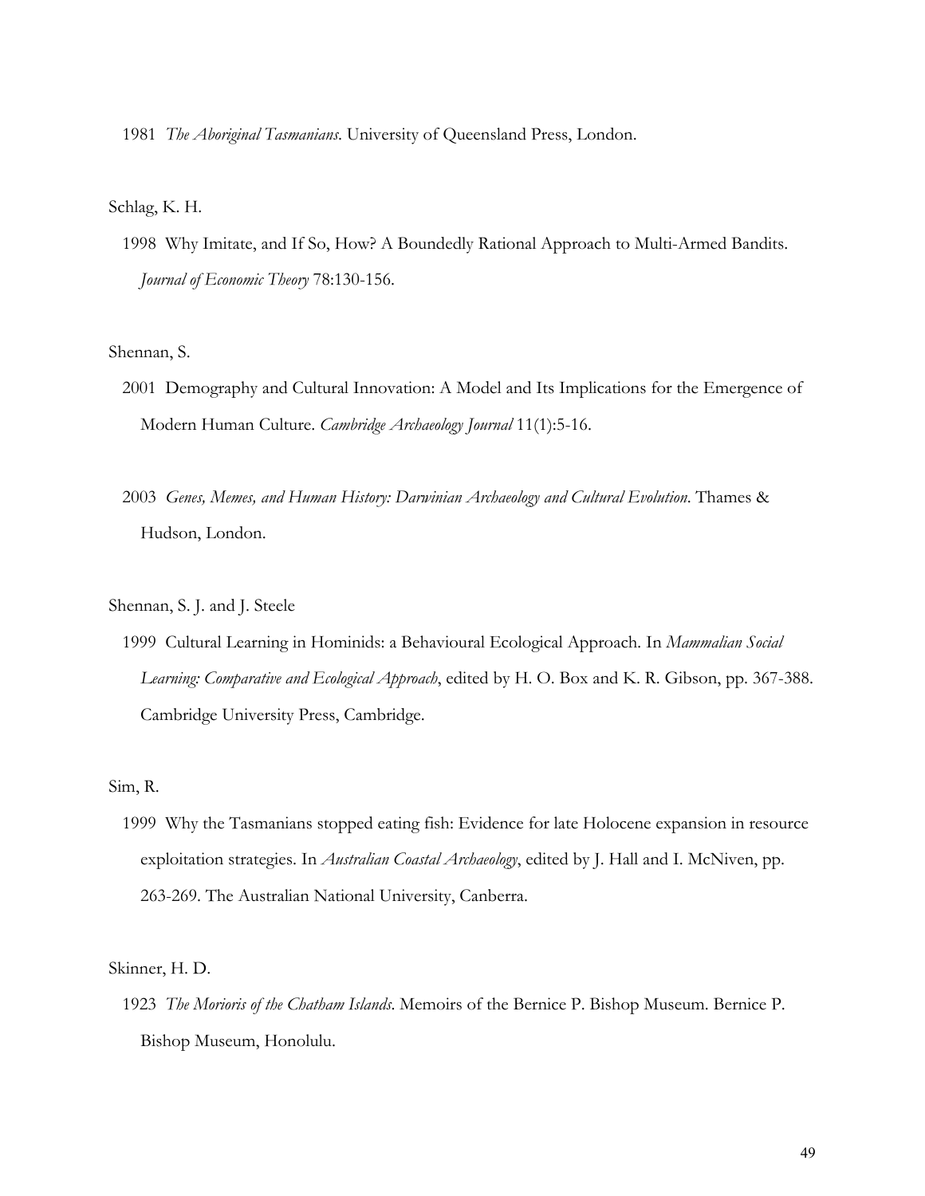1981 *The Aboriginal Tasmanians*. University of Queensland Press, London.

Schlag, K. H.

1998 Why Imitate, and If So, How? A Boundedly Rational Approach to Multi-Armed Bandits. *Journal of Economic Theory* 78:130-156.

Shennan, S.

2001 Demography and Cultural Innovation: A Model and Its Implications for the Emergence of Modern Human Culture. *Cambridge Archaeology Journal* 11(1):5-16.

2003 *Genes, Memes, and Human History: Darwinian Archaeology and Cultural Evolution*. Thames & Hudson, London.

Shennan, S. J. and J. Steele

1999 Cultural Learning in Hominids: a Behavioural Ecological Approach. In *Mammalian Social Learning: Comparative and Ecological Approach*, edited by H. O. Box and K. R. Gibson, pp. 367-388. Cambridge University Press, Cambridge.

Sim, R.

1999 Why the Tasmanians stopped eating fish: Evidence for late Holocene expansion in resource exploitation strategies. In *Australian Coastal Archaeology*, edited by J. Hall and I. McNiven, pp. 263-269. The Australian National University, Canberra.

Skinner, H. D.

1923 *The Morioris of the Chatham Islands*. Memoirs of the Bernice P. Bishop Museum. Bernice P. Bishop Museum, Honolulu.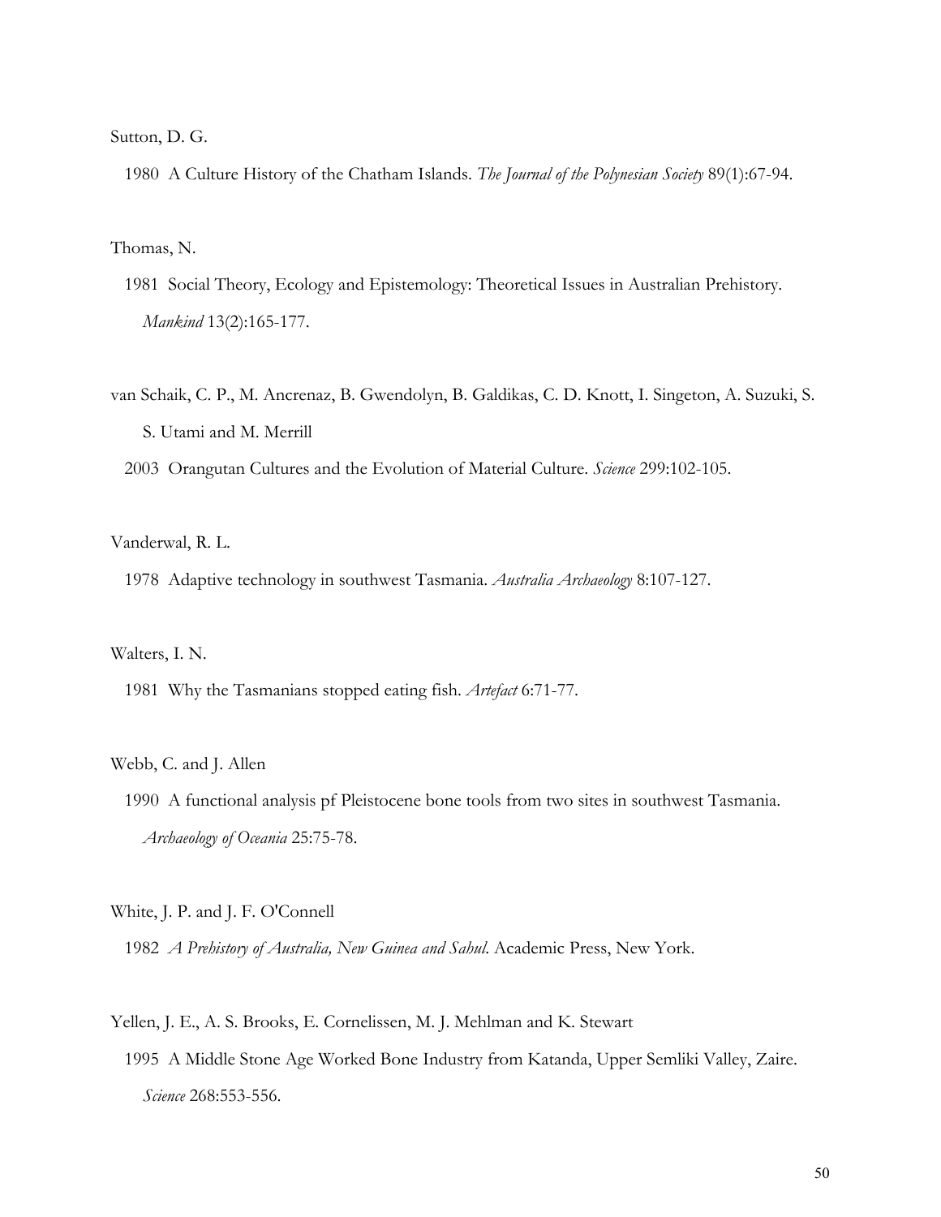Sutton, D. G.

1980 A Culture History of the Chatham Islands. *The Journal of the Polynesian Society* 89(1):67-94.

Thomas, N.

1981 Social Theory, Ecology and Epistemology: Theoretical Issues in Australian Prehistory. *Mankind* 13(2):165-177.

van Schaik, C. P., M. Ancrenaz, B. Gwendolyn, B. Galdikas, C. D. Knott, I. Singeton, A. Suzuki, S. S. Utami and M. Merrill

2003 Orangutan Cultures and the Evolution of Material Culture. *Science* 299:102-105.

Vanderwal, R. L.

1978 Adaptive technology in southwest Tasmania. *Australia Archaeology* 8:107-127.

Walters, I. N.

1981 Why the Tasmanians stopped eating fish. *Artefact* 6:71-77.

Webb, C. and J. Allen

1990 A functional analysis pf Pleistocene bone tools from two sites in southwest Tasmania. *Archaeology of Oceania* 25:75-78.

White, J. P. and J. F. O'Connell

1982 *A Prehistory of Australia, New Guinea and Sahul*. Academic Press, New York.

Yellen, J. E., A. S. Brooks, E. Cornelissen, M. J. Mehlman and K. Stewart

1995 A Middle Stone Age Worked Bone Industry from Katanda, Upper Semliki Valley, Zaire. *Science* 268:553-556.